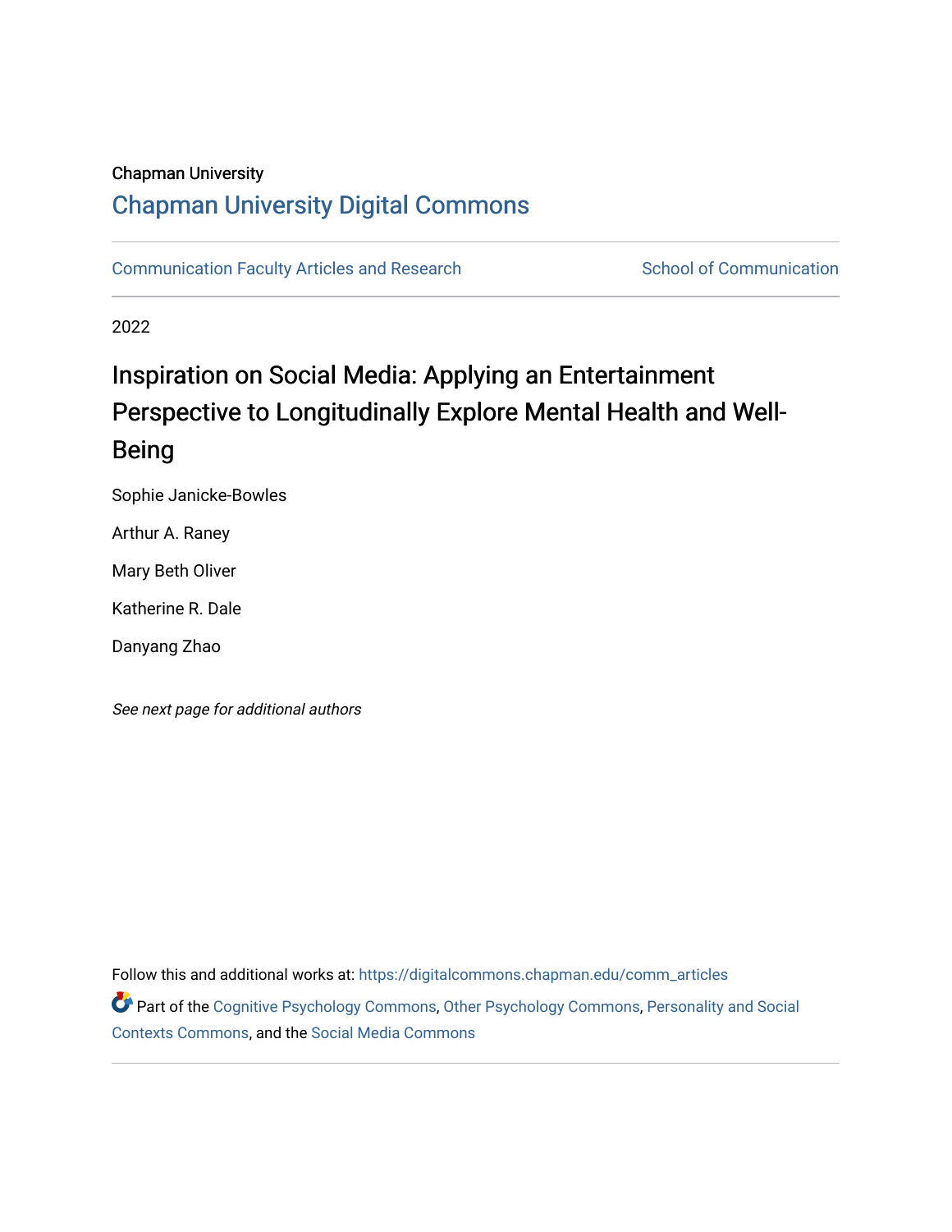Chapman University

# Chapman University Digital Commons

Communication Faculty Articles and Research

School of Communication

2022

## Inspiration on Social Media: Applying an Entertainment Perspective to Longitudinally Explore Mental Health and Well-Being

Sophie Janicke-Bowles

Arthur A. Raney

Mary Beth Oliver

Katherine R. Dale

Danyang Zhao

*See next page for additional authors*

Follow this and additional works at: https://digitalcommons.chapman.edu/comm_articles

Part of the Cognitive Psychology Commons, Other Psychology Commons, Personality and Social Contexts Commons, and the Social Media Commons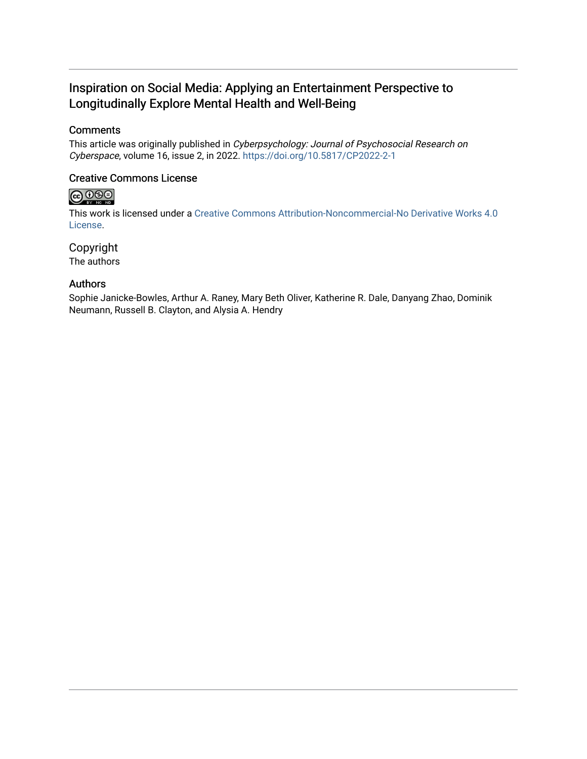# Inspiration on Social Media: Applying an Entertainment Perspective to Longitudinally Explore Mental Health and Well-Being

## Comments

This article was originally published in *Cyberpsychology: Journal of Psychosocial Research on Cyberspace*, volume 16, issue 2, in 2022. https://doi.org/10.5817/CP2022-2-1

## Creative Commons License

This work is licensed under a Creative Commons Attribution-Noncommercial-No Derivative Works 4.0 License.

## Copyright

The authors

## Authors

Sophie Janicke-Bowles, Arthur A. Raney, Mary Beth Oliver, Katherine R. Dale, Danyang Zhao, Dominik Neumann, Russell B. Clayton, and Alysia A. Hendry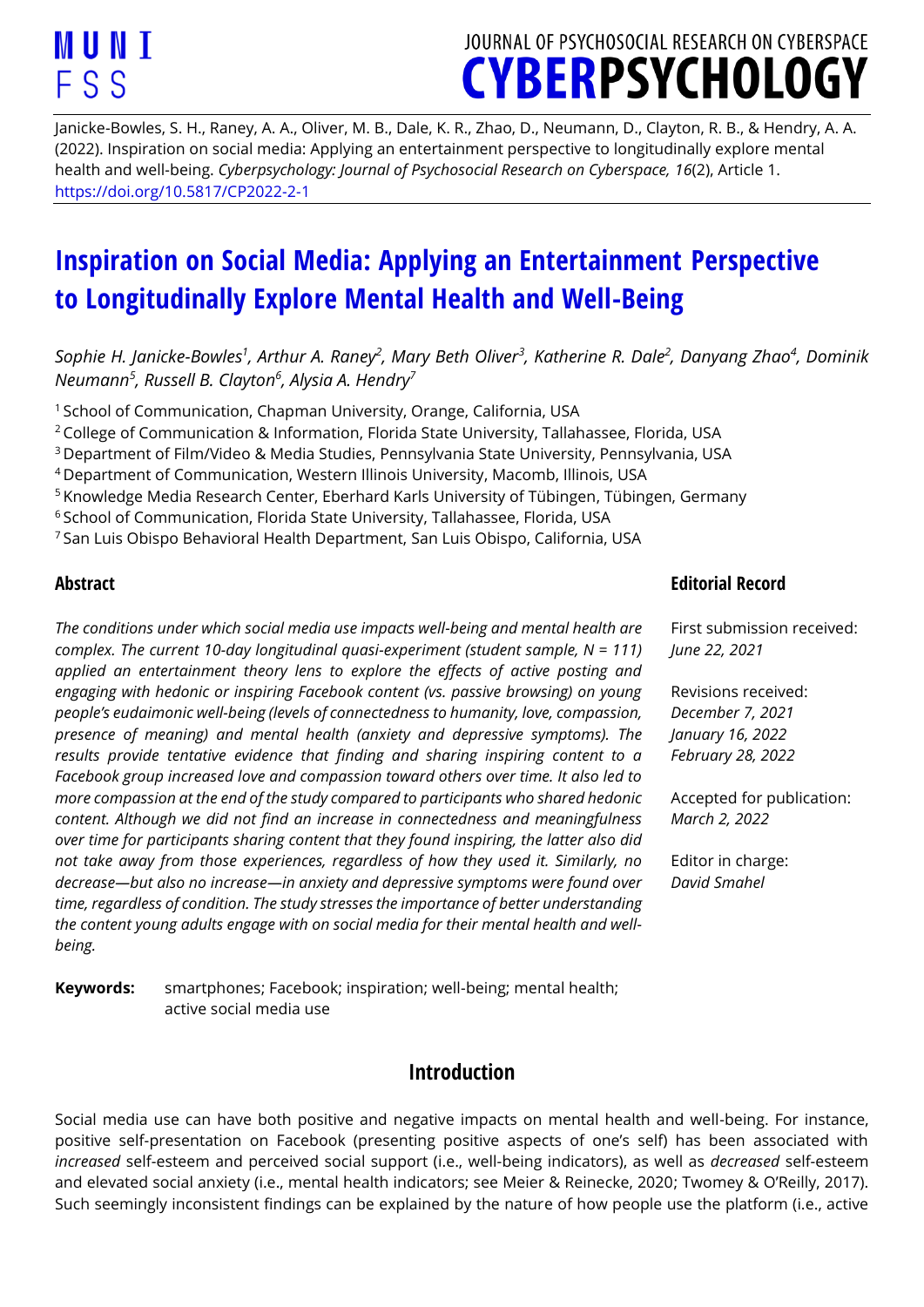Janicke-Bowles, S. H., Raney, A. A., Oliver, M. B., Dale, K. R., Zhao, D., Neumann, D., Clayton, R. B., & Hendry, A. A. (2022). Inspiration on social media: Applying an entertainment perspective to longitudinally explore mental health and well-being. *Cyberpsychology: Journal of Psychosocial Research on Cyberspace, 16*(2), Article 1. https://doi.org/10.5817/CP2022-2-1

# Inspiration on Social Media: Applying an Entertainment Perspective to Longitudinally Explore Mental Health and Well-Being

*Sophie H. Janicke-Bowles[1], Arthur A. Raney[2], Mary Beth Oliver[3], Katherine R. Dale[2], Danyang Zhao[4], Dominik Neumann[5], Russell B. Clayton[6], Alysia A. Hendry[7]*

[1] School of Communication, Chapman University, Orange, California, USA
[2] College of Communication & Information, Florida State University, Tallahassee, Florida, USA
[3] Department of Film/Video & Media Studies, Pennsylvania State University, Pennsylvania, USA
[4] Department of Communication, Western Illinois University, Macomb, Illinois, USA
[5] Knowledge Media Research Center, Eberhard Karls University of Tübingen, Tübingen, Germany
[6] School of Communication, Florida State University, Tallahassee, Florida, USA
[7] San Luis Obispo Behavioral Health Department, San Luis Obispo, California, USA

## Abstract

*The conditions under which social media use impacts well-being and mental health are complex. The current 10-day longitudinal quasi-experiment (student sample, N = 111) applied an entertainment theory lens to explore the effects of active posting and engaging with hedonic or inspiring Facebook content (vs. passive browsing) on young people's eudaimonic well-being (levels of connectedness to humanity, love, compassion, presence of meaning) and mental health (anxiety and depressive symptoms). The results provide tentative evidence that finding and sharing inspiring content to a Facebook group increased love and compassion toward others over time. It also led to more compassion at the end of the study compared to participants who shared hedonic content. Although we did not find an increase in connectedness and meaningfulness over time for participants sharing content that they found inspiring, the latter also did not take away from those experiences, regardless of how they used it. Similarly, no decrease—but also no increase—in anxiety and depressive symptoms were found over time, regardless of condition. The study stresses the importance of better understanding the content young adults engage with on social media for their mental health and well-being.*

## Editorial Record

First submission received:
*June 22, 2021*

Revisions received:
*December 7, 2021*
*January 16, 2022*
*February 28, 2022*

Accepted for publication:
*March 2, 2022*

Editor in charge:
*David Smahel*

**Keywords:** smartphones; Facebook; inspiration; well-being; mental health; active social media use

## Introduction

Social media use can have both positive and negative impacts on mental health and well-being. For instance, positive self-presentation on Facebook (presenting positive aspects of one's self) has been associated with *increased* self-esteem and perceived social support (i.e., well-being indicators), as well as *decreased* self-esteem and elevated social anxiety (i.e., mental health indicators; see Meier & Reinecke, 2020; Twomey & O'Reilly, 2017). Such seemingly inconsistent findings can be explained by the nature of how people use the platform (i.e., active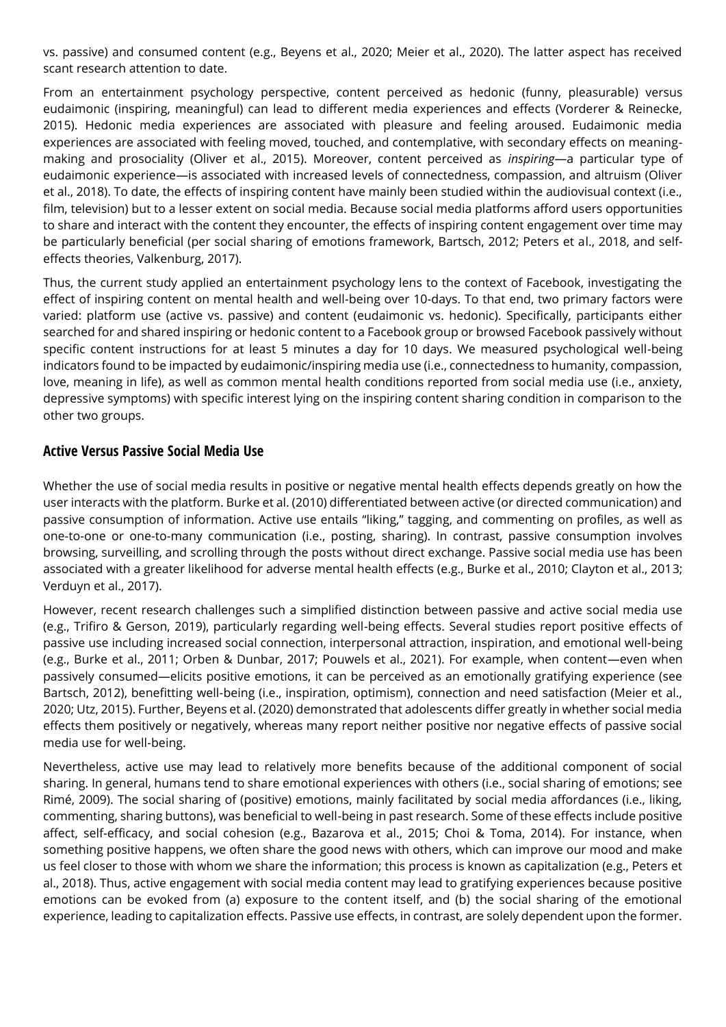vs. passive) and consumed content (e.g., Beyens et al., 2020; Meier et al., 2020). The latter aspect has received scant research attention to date.

From an entertainment psychology perspective, content perceived as hedonic (funny, pleasurable) versus eudaimonic (inspiring, meaningful) can lead to different media experiences and effects (Vorderer & Reinecke, 2015). Hedonic media experiences are associated with pleasure and feeling aroused. Eudaimonic media experiences are associated with feeling moved, touched, and contemplative, with secondary effects on meaning-making and prosociality (Oliver et al., 2015). Moreover, content perceived as *inspiring*—a particular type of eudaimonic experience—is associated with increased levels of connectedness, compassion, and altruism (Oliver et al., 2018). To date, the effects of inspiring content have mainly been studied within the audiovisual context (i.e., film, television) but to a lesser extent on social media. Because social media platforms afford users opportunities to share and interact with the content they encounter, the effects of inspiring content engagement over time may be particularly beneficial (per social sharing of emotions framework, Bartsch, 2012; Peters et al., 2018, and self-effects theories, Valkenburg, 2017).

Thus, the current study applied an entertainment psychology lens to the context of Facebook, investigating the effect of inspiring content on mental health and well-being over 10-days. To that end, two primary factors were varied: platform use (active vs. passive) and content (eudaimonic vs. hedonic). Specifically, participants either searched for and shared inspiring or hedonic content to a Facebook group or browsed Facebook passively without specific content instructions for at least 5 minutes a day for 10 days. We measured psychological well-being indicators found to be impacted by eudaimonic/inspiring media use (i.e., connectedness to humanity, compassion, love, meaning in life), as well as common mental health conditions reported from social media use (i.e., anxiety, depressive symptoms) with specific interest lying on the inspiring content sharing condition in comparison to the other two groups.

## Active Versus Passive Social Media Use

Whether the use of social media results in positive or negative mental health effects depends greatly on how the user interacts with the platform. Burke et al. (2010) differentiated between active (or directed communication) and passive consumption of information. Active use entails "liking," tagging, and commenting on profiles, as well as one-to-one or one-to-many communication (i.e., posting, sharing). In contrast, passive consumption involves browsing, surveilling, and scrolling through the posts without direct exchange. Passive social media use has been associated with a greater likelihood for adverse mental health effects (e.g., Burke et al., 2010; Clayton et al., 2013; Verduyn et al., 2017).

However, recent research challenges such a simplified distinction between passive and active social media use (e.g., Trifiro & Gerson, 2019), particularly regarding well-being effects. Several studies report positive effects of passive use including increased social connection, interpersonal attraction, inspiration, and emotional well-being (e.g., Burke et al., 2011; Orben & Dunbar, 2017; Pouwels et al., 2021). For example, when content—even when passively consumed—elicits positive emotions, it can be perceived as an emotionally gratifying experience (see Bartsch, 2012), benefitting well-being (i.e., inspiration, optimism), connection and need satisfaction (Meier et al., 2020; Utz, 2015). Further, Beyens et al. (2020) demonstrated that adolescents differ greatly in whether social media effects them positively or negatively, whereas many report neither positive nor negative effects of passive social media use for well-being.

Nevertheless, active use may lead to relatively more benefits because of the additional component of social sharing. In general, humans tend to share emotional experiences with others (i.e., social sharing of emotions; see Rimé, 2009). The social sharing of (positive) emotions, mainly facilitated by social media affordances (i.e., liking, commenting, sharing buttons), was beneficial to well-being in past research. Some of these effects include positive affect, self-efficacy, and social cohesion (e.g., Bazarova et al., 2015; Choi & Toma, 2014). For instance, when something positive happens, we often share the good news with others, which can improve our mood and make us feel closer to those with whom we share the information; this process is known as capitalization (e.g., Peters et al., 2018). Thus, active engagement with social media content may lead to gratifying experiences because positive emotions can be evoked from (a) exposure to the content itself, and (b) the social sharing of the emotional experience, leading to capitalization effects. Passive use effects, in contrast, are solely dependent upon the former.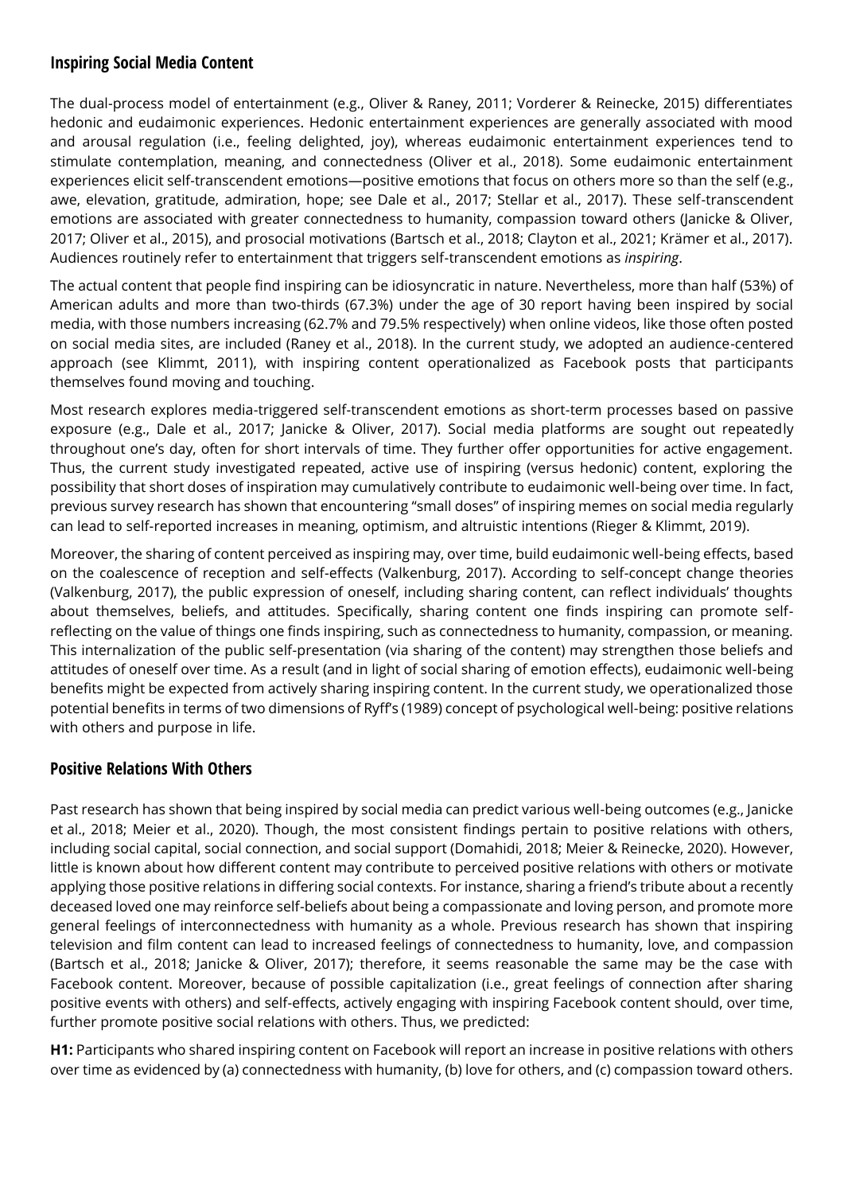## Inspiring Social Media Content

The dual-process model of entertainment (e.g., Oliver & Raney, 2011; Vorderer & Reinecke, 2015) differentiates hedonic and eudaimonic experiences. Hedonic entertainment experiences are generally associated with mood and arousal regulation (i.e., feeling delighted, joy), whereas eudaimonic entertainment experiences tend to stimulate contemplation, meaning, and connectedness (Oliver et al., 2018). Some eudaimonic entertainment experiences elicit self-transcendent emotions—positive emotions that focus on others more so than the self (e.g., awe, elevation, gratitude, admiration, hope; see Dale et al., 2017; Stellar et al., 2017). These self-transcendent emotions are associated with greater connectedness to humanity, compassion toward others (Janicke & Oliver, 2017; Oliver et al., 2015), and prosocial motivations (Bartsch et al., 2018; Clayton et al., 2021; Krämer et al., 2017). Audiences routinely refer to entertainment that triggers self-transcendent emotions as *inspiring*.

The actual content that people find inspiring can be idiosyncratic in nature. Nevertheless, more than half (53%) of American adults and more than two-thirds (67.3%) under the age of 30 report having been inspired by social media, with those numbers increasing (62.7% and 79.5% respectively) when online videos, like those often posted on social media sites, are included (Raney et al., 2018). In the current study, we adopted an audience-centered approach (see Klimmt, 2011), with inspiring content operationalized as Facebook posts that participants themselves found moving and touching.

Most research explores media-triggered self-transcendent emotions as short-term processes based on passive exposure (e.g., Dale et al., 2017; Janicke & Oliver, 2017). Social media platforms are sought out repeatedly throughout one's day, often for short intervals of time. They further offer opportunities for active engagement. Thus, the current study investigated repeated, active use of inspiring (versus hedonic) content, exploring the possibility that short doses of inspiration may cumulatively contribute to eudaimonic well-being over time. In fact, previous survey research has shown that encountering "small doses" of inspiring memes on social media regularly can lead to self-reported increases in meaning, optimism, and altruistic intentions (Rieger & Klimmt, 2019).

Moreover, the sharing of content perceived as inspiring may, over time, build eudaimonic well-being effects, based on the coalescence of reception and self-effects (Valkenburg, 2017). According to self-concept change theories (Valkenburg, 2017), the public expression of oneself, including sharing content, can reflect individuals' thoughts about themselves, beliefs, and attitudes. Specifically, sharing content one finds inspiring can promote self-reflecting on the value of things one finds inspiring, such as connectedness to humanity, compassion, or meaning. This internalization of the public self-presentation (via sharing of the content) may strengthen those beliefs and attitudes of oneself over time. As a result (and in light of social sharing of emotion effects), eudaimonic well-being benefits might be expected from actively sharing inspiring content. In the current study, we operationalized those potential benefits in terms of two dimensions of Ryff's (1989) concept of psychological well-being: positive relations with others and purpose in life.

## Positive Relations With Others

Past research has shown that being inspired by social media can predict various well-being outcomes (e.g., Janicke et al., 2018; Meier et al., 2020). Though, the most consistent findings pertain to positive relations with others, including social capital, social connection, and social support (Domahidi, 2018; Meier & Reinecke, 2020). However, little is known about how different content may contribute to perceived positive relations with others or motivate applying those positive relations in differing social contexts. For instance, sharing a friend's tribute about a recently deceased loved one may reinforce self-beliefs about being a compassionate and loving person, and promote more general feelings of interconnectedness with humanity as a whole. Previous research has shown that inspiring television and film content can lead to increased feelings of connectedness to humanity, love, and compassion (Bartsch et al., 2018; Janicke & Oliver, 2017); therefore, it seems reasonable the same may be the case with Facebook content. Moreover, because of possible capitalization (i.e., great feelings of connection after sharing positive events with others) and self-effects, actively engaging with inspiring Facebook content should, over time, further promote positive social relations with others. Thus, we predicted:

**H1:** Participants who shared inspiring content on Facebook will report an increase in positive relations with others over time as evidenced by (a) connectedness with humanity, (b) love for others, and (c) compassion toward others.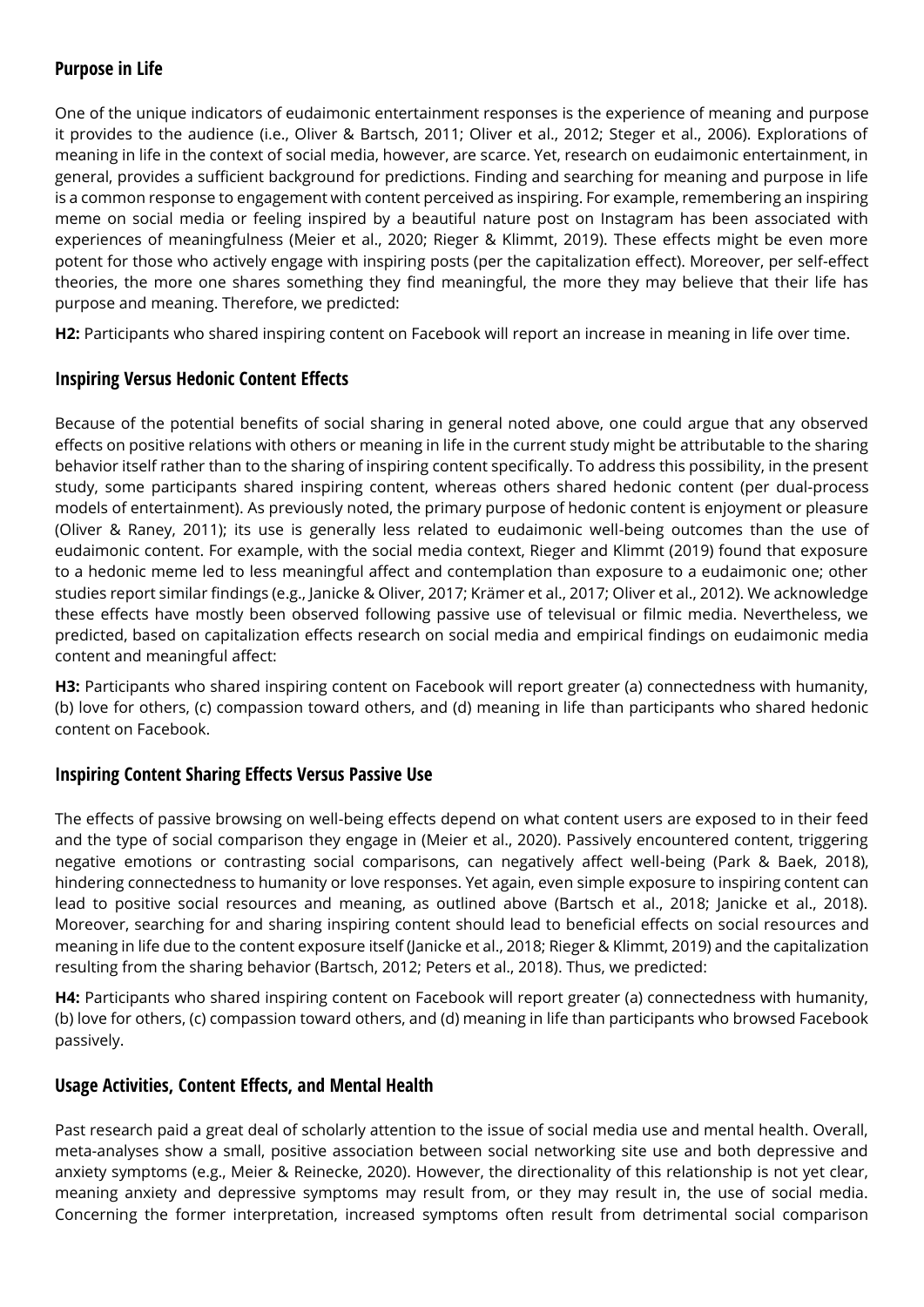## Purpose in Life

One of the unique indicators of eudaimonic entertainment responses is the experience of meaning and purpose it provides to the audience (i.e., Oliver & Bartsch, 2011; Oliver et al., 2012; Steger et al., 2006). Explorations of meaning in life in the context of social media, however, are scarce. Yet, research on eudaimonic entertainment, in general, provides a sufficient background for predictions. Finding and searching for meaning and purpose in life is a common response to engagement with content perceived as inspiring. For example, remembering an inspiring meme on social media or feeling inspired by a beautiful nature post on Instagram has been associated with experiences of meaningfulness (Meier et al., 2020; Rieger & Klimmt, 2019). These effects might be even more potent for those who actively engage with inspiring posts (per the capitalization effect). Moreover, per self-effect theories, the more one shares something they find meaningful, the more they may believe that their life has purpose and meaning. Therefore, we predicted:

**H2:** Participants who shared inspiring content on Facebook will report an increase in meaning in life over time.

## Inspiring Versus Hedonic Content Effects

Because of the potential benefits of social sharing in general noted above, one could argue that any observed effects on positive relations with others or meaning in life in the current study might be attributable to the sharing behavior itself rather than to the sharing of inspiring content specifically. To address this possibility, in the present study, some participants shared inspiring content, whereas others shared hedonic content (per dual-process models of entertainment). As previously noted, the primary purpose of hedonic content is enjoyment or pleasure (Oliver & Raney, 2011); its use is generally less related to eudaimonic well-being outcomes than the use of eudaimonic content. For example, with the social media context, Rieger and Klimmt (2019) found that exposure to a hedonic meme led to less meaningful affect and contemplation than exposure to a eudaimonic one; other studies report similar findings (e.g., Janicke & Oliver, 2017; Krämer et al., 2017; Oliver et al., 2012). We acknowledge these effects have mostly been observed following passive use of televisual or filmic media. Nevertheless, we predicted, based on capitalization effects research on social media and empirical findings on eudaimonic media content and meaningful affect:

**H3:** Participants who shared inspiring content on Facebook will report greater (a) connectedness with humanity, (b) love for others, (c) compassion toward others, and (d) meaning in life than participants who shared hedonic content on Facebook.

## Inspiring Content Sharing Effects Versus Passive Use

The effects of passive browsing on well-being effects depend on what content users are exposed to in their feed and the type of social comparison they engage in (Meier et al., 2020). Passively encountered content, triggering negative emotions or contrasting social comparisons, can negatively affect well-being (Park & Baek, 2018), hindering connectedness to humanity or love responses. Yet again, even simple exposure to inspiring content can lead to positive social resources and meaning, as outlined above (Bartsch et al., 2018; Janicke et al., 2018). Moreover, searching for and sharing inspiring content should lead to beneficial effects on social resources and meaning in life due to the content exposure itself (Janicke et al., 2018; Rieger & Klimmt, 2019) and the capitalization resulting from the sharing behavior (Bartsch, 2012; Peters et al., 2018). Thus, we predicted:

**H4:** Participants who shared inspiring content on Facebook will report greater (a) connectedness with humanity, (b) love for others, (c) compassion toward others, and (d) meaning in life than participants who browsed Facebook passively.

## Usage Activities, Content Effects, and Mental Health

Past research paid a great deal of scholarly attention to the issue of social media use and mental health. Overall, meta-analyses show a small, positive association between social networking site use and both depressive and anxiety symptoms (e.g., Meier & Reinecke, 2020). However, the directionality of this relationship is not yet clear, meaning anxiety and depressive symptoms may result from, or they may result in, the use of social media. Concerning the former interpretation, increased symptoms often result from detrimental social comparison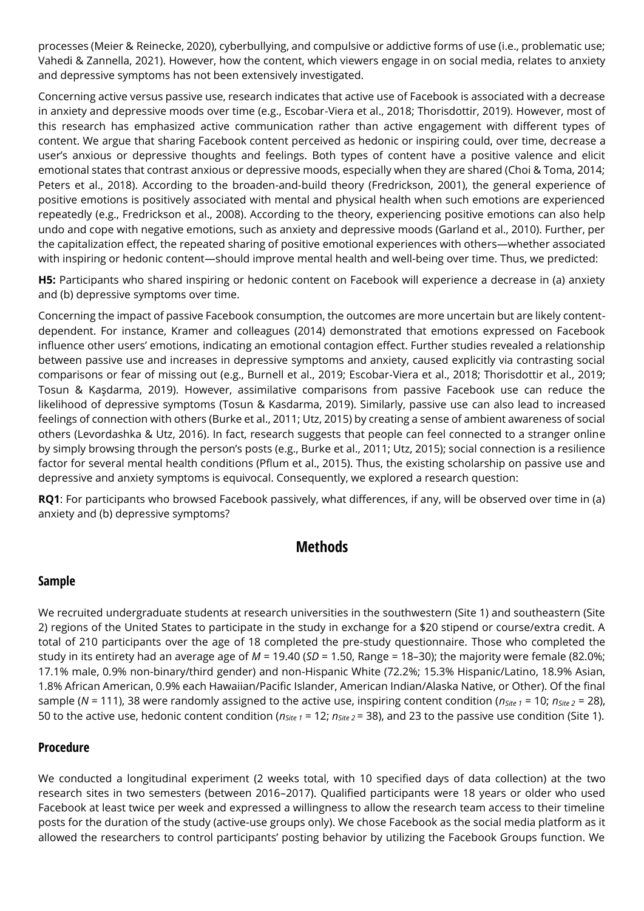processes (Meier & Reinecke, 2020), cyberbullying, and compulsive or addictive forms of use (i.e., problematic use; Vahedi & Zannella, 2021). However, how the content, which viewers engage in on social media, relates to anxiety and depressive symptoms has not been extensively investigated.

Concerning active versus passive use, research indicates that active use of Facebook is associated with a decrease in anxiety and depressive moods over time (e.g., Escobar-Viera et al., 2018; Thorisdottir, 2019). However, most of this research has emphasized active communication rather than active engagement with different types of content. We argue that sharing Facebook content perceived as hedonic or inspiring could, over time, decrease a user's anxious or depressive thoughts and feelings. Both types of content have a positive valence and elicit emotional states that contrast anxious or depressive moods, especially when they are shared (Choi & Toma, 2014; Peters et al., 2018). According to the broaden-and-build theory (Fredrickson, 2001), the general experience of positive emotions is positively associated with mental and physical health when such emotions are experienced repeatedly (e.g., Fredrickson et al., 2008). According to the theory, experiencing positive emotions can also help undo and cope with negative emotions, such as anxiety and depressive moods (Garland et al., 2010). Further, per the capitalization effect, the repeated sharing of positive emotional experiences with others—whether associated with inspiring or hedonic content—should improve mental health and well-being over time. Thus, we predicted:

**H5:** Participants who shared inspiring or hedonic content on Facebook will experience a decrease in (a) anxiety and (b) depressive symptoms over time.

Concerning the impact of passive Facebook consumption, the outcomes are more uncertain but are likely content-dependent. For instance, Kramer and colleagues (2014) demonstrated that emotions expressed on Facebook influence other users' emotions, indicating an emotional contagion effect. Further studies revealed a relationship between passive use and increases in depressive symptoms and anxiety, caused explicitly via contrasting social comparisons or fear of missing out (e.g., Burnell et al., 2019; Escobar-Viera et al., 2018; Thorisdottir et al., 2019; Tosun & Kaşdarma, 2019). However, assimilative comparisons from passive Facebook use can reduce the likelihood of depressive symptoms (Tosun & Kasdarma, 2019). Similarly, passive use can also lead to increased feelings of connection with others (Burke et al., 2011; Utz, 2015) by creating a sense of ambient awareness of social others (Levordashka & Utz, 2016). In fact, research suggests that people can feel connected to a stranger online by simply browsing through the person's posts (e.g., Burke et al., 2011; Utz, 2015); social connection is a resilience factor for several mental health conditions (Pflum et al., 2015). Thus, the existing scholarship on passive use and depressive and anxiety symptoms is equivocal. Consequently, we explored a research question:

**RQ1**: For participants who browsed Facebook passively, what differences, if any, will be observed over time in (a) anxiety and (b) depressive symptoms?

## Methods

### Sample

We recruited undergraduate students at research universities in the southwestern (Site 1) and southeastern (Site 2) regions of the United States to participate in the study in exchange for a $20 stipend or course/extra credit. A total of 210 participants over the age of 18 completed the pre-study questionnaire. Those who completed the study in its entirety had an average age of $M$ = 19.40 ($SD$ = 1.50, Range = 18–30); the majority were female (82.0%; 17.1% male, 0.9% non-binary/third gender) and non-Hispanic White (72.2%; 15.3% Hispanic/Latino, 18.9% Asian, 1.8% African American, 0.9% each Hawaiian/Pacific Islander, American Indian/Alaska Native, or Other). Of the final sample ($N$ = 111), 38 were randomly assigned to the active use, inspiring content condition ($n_{Site\ 1}$ = 10; $n_{Site\ 2}$ = 28), 50 to the active use, hedonic content condition ($n_{Site\ 1}$ = 12; $n_{Site\ 2}$ = 38), and 23 to the passive use condition (Site 1).

### Procedure

We conducted a longitudinal experiment (2 weeks total, with 10 specified days of data collection) at the two research sites in two semesters (between 2016–2017). Qualified participants were 18 years or older who used Facebook at least twice per week and expressed a willingness to allow the research team access to their timeline posts for the duration of the study (active-use groups only). We chose Facebook as the social media platform as it allowed the researchers to control participants' posting behavior by utilizing the Facebook Groups function. We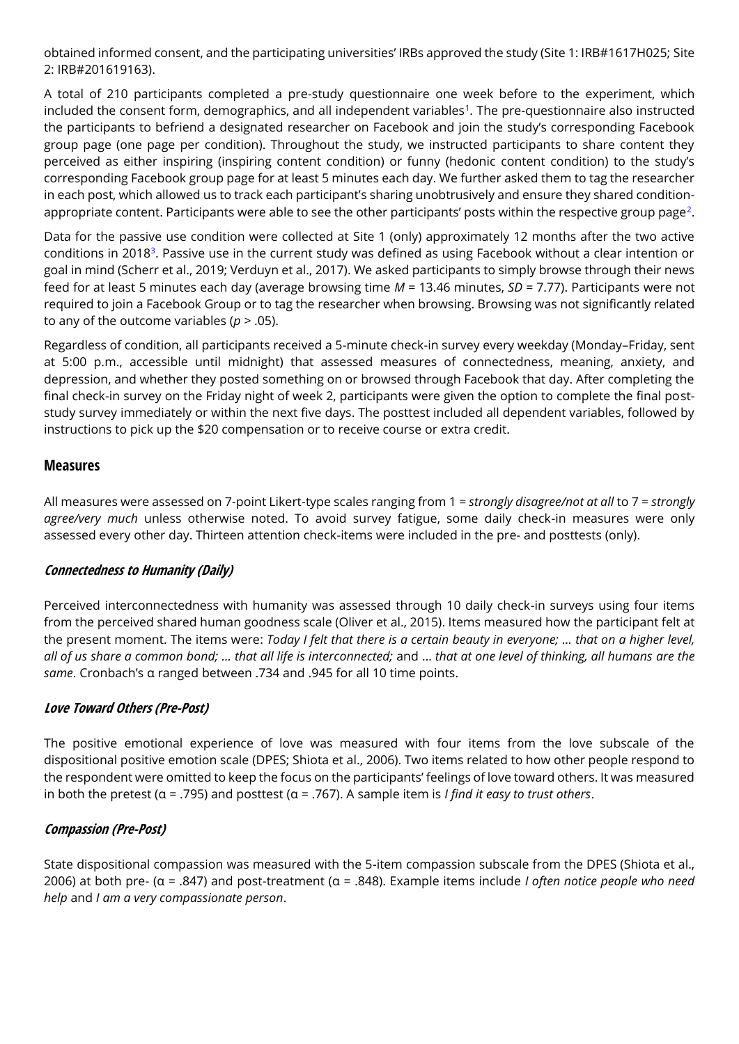obtained informed consent, and the participating universities' IRBs approved the study (Site 1: IRB#1617H025; Site 2: IRB#201619163).

A total of 210 participants completed a pre-study questionnaire one week before to the experiment, which included the consent form, demographics, and all independent variables[1]. The pre-questionnaire also instructed the participants to befriend a designated researcher on Facebook and join the study's corresponding Facebook group page (one page per condition). Throughout the study, we instructed participants to share content they perceived as either inspiring (inspiring content condition) or funny (hedonic content condition) to the study's corresponding Facebook group page for at least 5 minutes each day. We further asked them to tag the researcher in each post, which allowed us to track each participant's sharing unobtrusively and ensure they shared condition-appropriate content. Participants were able to see the other participants' posts within the respective group page[2].

Data for the passive use condition were collected at Site 1 (only) approximately 12 months after the two active conditions in 2018[3]. Passive use in the current study was defined as using Facebook without a clear intention or goal in mind (Scherr et al., 2019; Verduyn et al., 2017). We asked participants to simply browse through their news feed for at least 5 minutes each day (average browsing time $M = 13.46$ minutes, $SD = 7.77$). Participants were not required to join a Facebook Group or to tag the researcher when browsing. Browsing was not significantly related to any of the outcome variables ($p > .05$).

Regardless of condition, all participants received a 5-minute check-in survey every weekday (Monday–Friday, sent at 5:00 p.m., accessible until midnight) that assessed measures of connectedness, meaning, anxiety, and depression, and whether they posted something on or browsed through Facebook that day. After completing the final check-in survey on the Friday night of week 2, participants were given the option to complete the final post-study survey immediately or within the next five days. The posttest included all dependent variables, followed by instructions to pick up the $20 compensation or to receive course or extra credit.

## Measures

All measures were assessed on 7-point Likert-type scales ranging from 1 = *strongly disagree/not at all* to 7 = *strongly agree/very much* unless otherwise noted. To avoid survey fatigue, some daily check-in measures were only assessed every other day. Thirteen attention check-items were included in the pre- and posttests (only).

### *Connectedness to Humanity (Daily)*

Perceived interconnectedness with humanity was assessed through 10 daily check-in surveys using four items from the perceived shared human goodness scale (Oliver et al., 2015). Items measured how the participant felt at the present moment. The items were: *Today I felt that there is a certain beauty in everyone; … that on a higher level, all of us share a common bond; … that all life is interconnected;* and *… that at one level of thinking, all humans are the same*. Cronbach's α ranged between .734 and .945 for all 10 time points.

### *Love Toward Others (Pre-Post)*

The positive emotional experience of love was measured with four items from the love subscale of the dispositional positive emotion scale (DPES; Shiota et al., 2006). Two items related to how other people respond to the respondent were omitted to keep the focus on the participants' feelings of love toward others. It was measured in both the pretest (α = .795) and posttest (α = .767). A sample item is *I find it easy to trust others*.

### *Compassion (Pre-Post)*

State dispositional compassion was measured with the 5-item compassion subscale from the DPES (Shiota et al., 2006) at both pre- (α = .847) and post-treatment (α = .848). Example items include *I often notice people who need help* and *I am a very compassionate person*.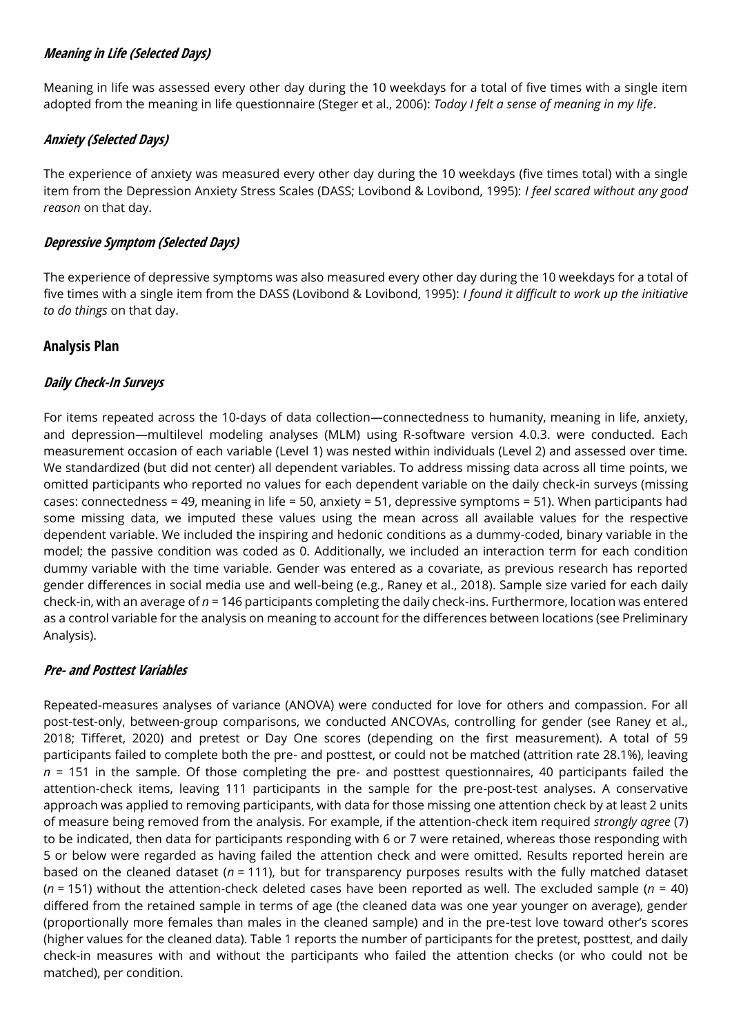#### *Meaning in Life (Selected Days)*

Meaning in life was assessed every other day during the 10 weekdays for a total of five times with a single item adopted from the meaning in life questionnaire (Steger et al., 2006): *Today I felt a sense of meaning in my life*.

#### *Anxiety (Selected Days)*

The experience of anxiety was measured every other day during the 10 weekdays (five times total) with a single item from the Depression Anxiety Stress Scales (DASS; Lovibond & Lovibond, 1995): *I feel scared without any good reason* on that day.

#### *Depressive Symptom (Selected Days)*

The experience of depressive symptoms was also measured every other day during the 10 weekdays for a total of five times with a single item from the DASS (Lovibond & Lovibond, 1995): *I found it difficult to work up the initiative to do things* on that day.

### Analysis Plan

#### *Daily Check-In Surveys*

For items repeated across the 10-days of data collection—connectedness to humanity, meaning in life, anxiety, and depression—multilevel modeling analyses (MLM) using R-software version 4.0.3. were conducted. Each measurement occasion of each variable (Level 1) was nested within individuals (Level 2) and assessed over time. We standardized (but did not center) all dependent variables. To address missing data across all time points, we omitted participants who reported no values for each dependent variable on the daily check-in surveys (missing cases: connectedness = 49, meaning in life = 50, anxiety = 51, depressive symptoms = 51). When participants had some missing data, we imputed these values using the mean across all available values for the respective dependent variable. We included the inspiring and hedonic conditions as a dummy-coded, binary variable in the model; the passive condition was coded as 0. Additionally, we included an interaction term for each condition dummy variable with the time variable. Gender was entered as a covariate, as previous research has reported gender differences in social media use and well-being (e.g., Raney et al., 2018). Sample size varied for each daily check-in, with an average of $n$ = 146 participants completing the daily check-ins. Furthermore, location was entered as a control variable for the analysis on meaning to account for the differences between locations (see Preliminary Analysis).

#### *Pre- and Posttest Variables*

Repeated-measures analyses of variance (ANOVA) were conducted for love for others and compassion. For all post-test-only, between-group comparisons, we conducted ANCOVAs, controlling for gender (see Raney et al., 2018; Tifferet, 2020) and pretest or Day One scores (depending on the first measurement). A total of 59 participants failed to complete both the pre- and posttest, or could not be matched (attrition rate 28.1%), leaving $n$ = 151 in the sample. Of those completing the pre- and posttest questionnaires, 40 participants failed the attention-check items, leaving 111 participants in the sample for the pre-post-test analyses. A conservative approach was applied to removing participants, with data for those missing one attention check by at least 2 units of measure being removed from the analysis. For example, if the attention-check item required *strongly agree* (7) to be indicated, then data for participants responding with 6 or 7 were retained, whereas those responding with 5 or below were regarded as having failed the attention check and were omitted. Results reported herein are based on the cleaned dataset ($n$ = 111), but for transparency purposes results with the fully matched dataset ($n$ = 151) without the attention-check deleted cases have been reported as well. The excluded sample ($n$ = 40) differed from the retained sample in terms of age (the cleaned data was one year younger on average), gender (proportionally more females than males in the cleaned sample) and in the pre-test love toward other's scores (higher values for the cleaned data). Table 1 reports the number of participants for the pretest, posttest, and daily check-in measures with and without the participants who failed the attention checks (or who could not be matched), per condition.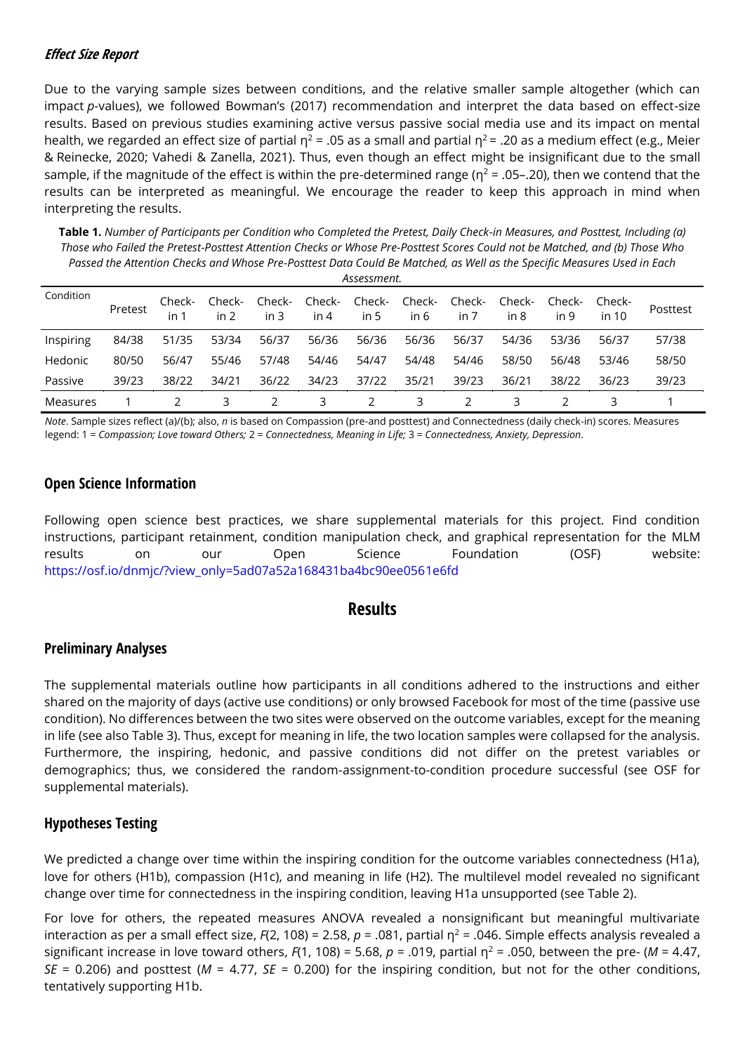### *Effect Size Report*

Due to the varying sample sizes between conditions, and the relative smaller sample altogether (which can impact *p*-values), we followed Bowman's (2017) recommendation and interpret the data based on effect-size results. Based on previous studies examining active versus passive social media use and its impact on mental health, we regarded an effect size of partial $\eta^2$ = .05 as a small and partial $\eta^2$ = .20 as a medium effect (e.g., Meier & Reinecke, 2020; Vahedi & Zanella, 2021). Thus, even though an effect might be insignificant due to the small sample, if the magnitude of the effect is within the pre-determined range ($\eta^2$ = .05–.20), then we contend that the results can be interpreted as meaningful. We encourage the reader to keep this approach in mind when interpreting the results.

**Table 1.** *Number of Participants per Condition who Completed the Pretest, Daily Check-in Measures, and Posttest, Including (a) Those who Failed the Pretest-Posttest Attention Checks or Whose Pre-Posttest Scores Could not be Matched, and (b) Those Who Passed the Attention Checks and Whose Pre-Posttest Data Could Be Matched, as Well as the Specific Measures Used in Each Assessment.*

| Condition | Pretest | Check-in 1 | Check-in 2 | Check-in 3 | Check-in 4 | Check-in 5 | Check-in 6 | Check-in 7 | Check-in 8 | Check-in 9 | Check-in 10 | Posttest |
|---|---|---|---|---|---|---|---|---|---|---|---|---|
| Inspiring | 84/38 | 51/35 | 53/34 | 56/37 | 56/36 | 56/36 | 56/36 | 56/37 | 54/36 | 53/36 | 56/37 | 57/38 |
| Hedonic | 80/50 | 56/47 | 55/46 | 57/48 | 54/46 | 54/47 | 54/48 | 54/46 | 58/50 | 56/48 | 53/46 | 58/50 |
| Passive | 39/23 | 38/22 | 34/21 | 36/22 | 34/23 | 37/22 | 35/21 | 39/23 | 36/21 | 38/22 | 36/23 | 39/23 |
| Measures | 1 | 2 | 3 | 2 | 3 | 2 | 3 | 2 | 3 | 2 | 3 | 1 |

*Note*. Sample sizes reflect (a)/(b); also, *n* is based on Compassion (pre-and posttest) and Connectedness (daily check-in) scores. Measures legend: 1 = *Compassion; Love toward Others;* 2 = *Connectedness, Meaning in Life;* 3 = *Connectedness, Anxiety, Depression*.

## Open Science Information

Following open science best practices, we share supplemental materials for this project. Find condition instructions, participant retainment, condition manipulation check, and graphical representation for the MLM results on our Open Science Foundation (OSF) website: https://osf.io/dnmjc/?view_only=5ad07a52a168431ba4bc90ee0561e6fd

# Results

## Preliminary Analyses

The supplemental materials outline how participants in all conditions adhered to the instructions and either shared on the majority of days (active use conditions) or only browsed Facebook for most of the time (passive use condition). No differences between the two sites were observed on the outcome variables, except for the meaning in life (see also Table 3). Thus, except for meaning in life, the two location samples were collapsed for the analysis. Furthermore, the inspiring, hedonic, and passive conditions did not differ on the pretest variables or demographics; thus, we considered the random-assignment-to-condition procedure successful (see OSF for supplemental materials).

## Hypotheses Testing

We predicted a change over time within the inspiring condition for the outcome variables connectedness (H1a), love for others (H1b), compassion (H1c), and meaning in life (H2). The multilevel model revealed no significant change over time for connectedness in the inspiring condition, leaving H1a unsupported (see Table 2).

For love for others, the repeated measures ANOVA revealed a nonsignificant but meaningful multivariate interaction as per a small effect size, $F(2, 108) = 2.58$, $p = .081$, partial $\eta^2 = .046$. Simple effects analysis revealed a significant increase in love toward others, $F(1, 108) = 5.68$, $p = .019$, partial $\eta^2 = .050$, between the pre- ($M = 4.47$, $SE = 0.206$) and posttest ($M = 4.77$, $SE = 0.200$) for the inspiring condition, but not for the other conditions, tentatively supporting H1b.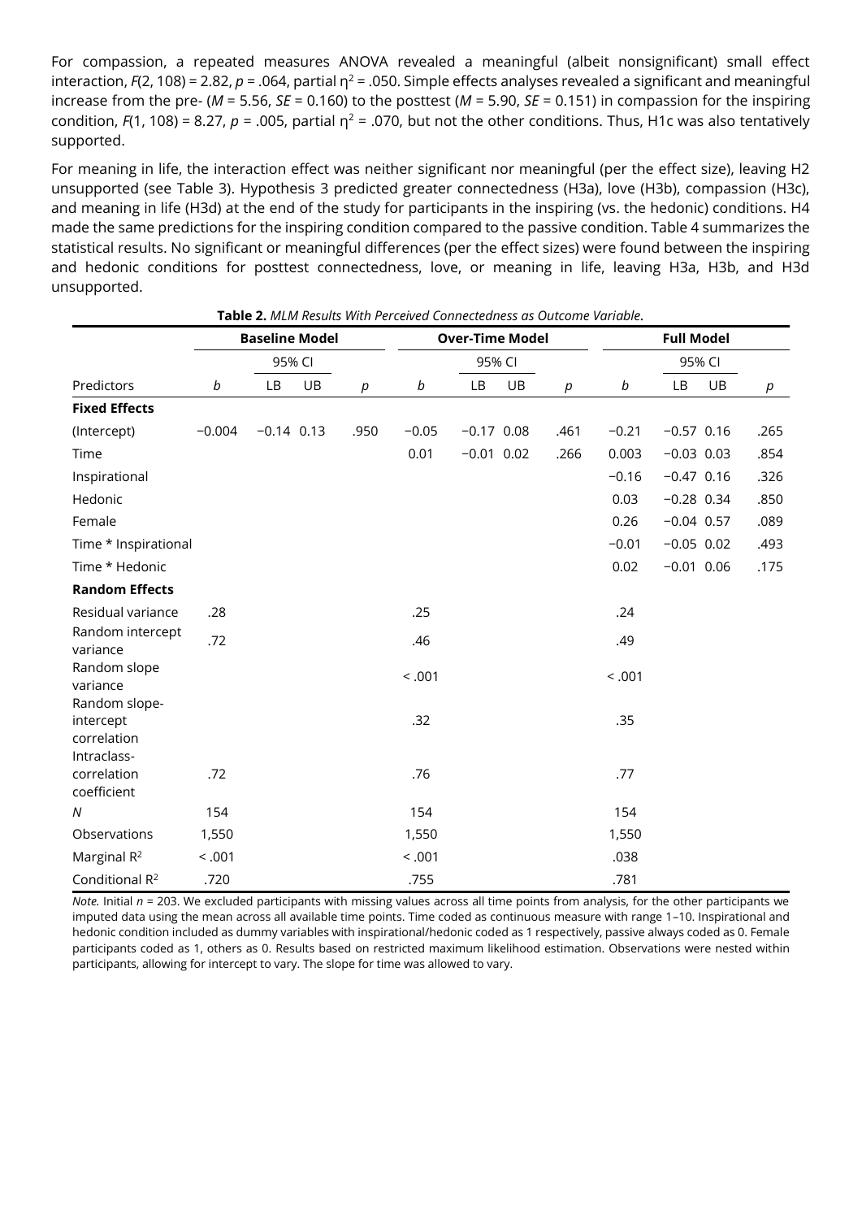For compassion, a repeated measures ANOVA revealed a meaningful (albeit nonsignificant) small effect interaction, $F(2, 108) = 2.82$, $p = .064$, partial $\eta^2 = .050$. Simple effects analyses revealed a significant and meaningful increase from the pre- ($M = 5.56$, $SE = 0.160$) to the posttest ($M = 5.90$, $SE = 0.151$) in compassion for the inspiring condition, $F(1, 108) = 8.27$, $p = .005$, partial $\eta^2 = .070$, but not the other conditions. Thus, H1c was also tentatively supported.

For meaning in life, the interaction effect was neither significant nor meaningful (per the effect size), leaving H2 unsupported (see Table 3). Hypothesis 3 predicted greater connectedness (H3a), love (H3b), compassion (H3c), and meaning in life (H3d) at the end of the study for participants in the inspiring (vs. the hedonic) conditions. H4 made the same predictions for the inspiring condition compared to the passive condition. Table 4 summarizes the statistical results. No significant or meaningful differences (per the effect sizes) were found between the inspiring and hedonic conditions for posttest connectedness, love, or meaning in life, leaving H3a, H3b, and H3d unsupported.

**Table 2.** *MLM Results With Perceived Connectedness as Outcome Variable.*

| | Baseline Model | | | | Over-Time Model | | | | Full Model | | | |
|---|---|---|---|---|---|---|---|---|---|---|---|---|
| | | 95% CI | | | | 95% CI | | | | 95% CI | | |
| Predictors | *b* | LB | UB | *p* | *b* | LB | UB | *p* | *b* | LB | UB | *p* |
| **Fixed Effects** | | | | | | | | | | | | |
| (Intercept) | −0.004 | −0.14 | 0.13 | .950 | −0.05 | −0.17 | 0.08 | .461 | −0.21 | −0.57 | 0.16 | .265 |
| Time | | | | | 0.01 | −0.01 | 0.02 | .266 | 0.003 | −0.03 | 0.03 | .854 |
| Inspirational | | | | | | | | | −0.16 | −0.47 | 0.16 | .326 |
| Hedonic | | | | | | | | | 0.03 | −0.28 | 0.34 | .850 |
| Female | | | | | | | | | 0.26 | −0.04 | 0.57 | .089 |
| Time * Inspirational | | | | | | | | | −0.01 | −0.05 | 0.02 | .493 |
| Time * Hedonic | | | | | | | | | 0.02 | −0.01 | 0.06 | .175 |
| **Random Effects** | | | | | | | | | | | | |
| Residual variance | .28 | | | | .25 | | | | .24 | | | |
| Random intercept variance | .72 | | | | .46 | | | | .49 | | | |
| Random slope variance | | | | | < .001 | | | | < .001 | | | |
| Random slope-intercept correlation | | | | | .32 | | | | .35 | | | |
| Intraclass-correlation coefficient | .72 | | | | .76 | | | | .77 | | | |
| *N* | 154 | | | | 154 | | | | 154 | | | |
| Observations | 1,550 | | | | 1,550 | | | | 1,550 | | | |
| Marginal $R^2$ | < .001 | | | | < .001 | | | | .038 | | | |
| Conditional $R^2$ | .720 | | | | .755 | | | | .781 | | | |

*Note.* Initial $n = 203$. We excluded participants with missing values across all time points from analysis, for the other participants we imputed data using the mean across all available time points. Time coded as continuous measure with range 1–10. Inspirational and hedonic condition included as dummy variables with inspirational/hedonic coded as 1 respectively, passive always coded as 0. Female participants coded as 1, others as 0. Results based on restricted maximum likelihood estimation. Observations were nested within participants, allowing for intercept to vary. The slope for time was allowed to vary.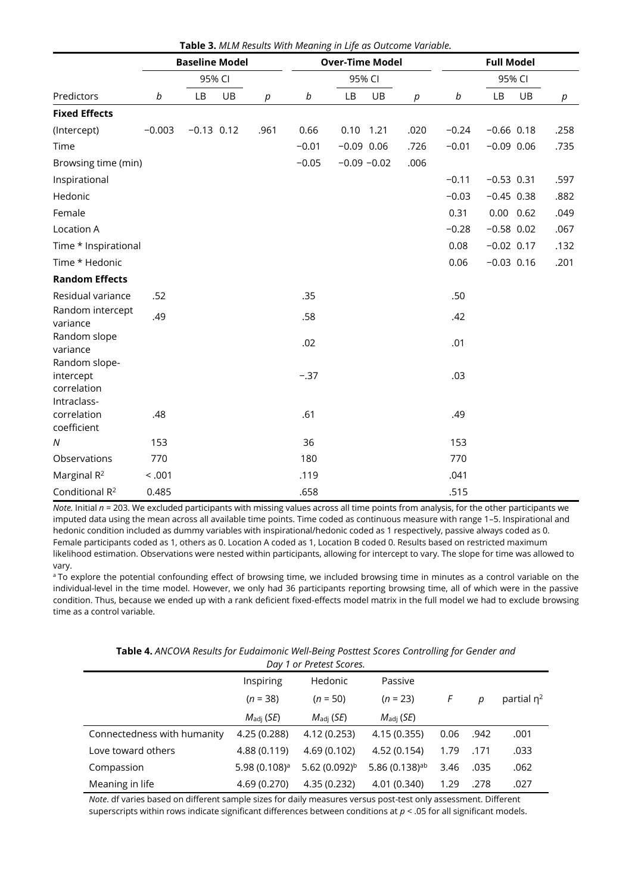**Table 3.** *MLM Results With Meaning in Life as Outcome Variable.*

| | Baseline Model | | | | Over-Time Model | | | | Full Model | | | |
|---|---|---|---|---|---|---|---|---|---|---|---|---|
| | | 95% CI | | | | 95% CI | | | | 95% CI | | |
| Predictors | *b* | LB | UB | *p* | *b* | LB | UB | *p* | *b* | LB | UB | *p* |
| **Fixed Effects** | | | | | | | | | | | | |
| (Intercept) | −0.003 | −0.13 | 0.12 | .961 | 0.66 | 0.10 | 1.21 | .020 | −0.24 | −0.66 | 0.18 | .258 |
| Time | | | | | −0.01 | −0.09 | 0.06 | .726 | −0.01 | −0.09 | 0.06 | .735 |
| Browsing time (min) | | | | | −0.05 | −0.09 | −0.02 | .006 | | | | |
| Inspirational | | | | | | | | | −0.11 | −0.53 | 0.31 | .597 |
| Hedonic | | | | | | | | | −0.03 | −0.45 | 0.38 | .882 |
| Female | | | | | | | | | 0.31 | 0.00 | 0.62 | .049 |
| Location A | | | | | | | | | −0.28 | −0.58 | 0.02 | .067 |
| Time * Inspirational | | | | | | | | | 0.08 | −0.02 | 0.17 | .132 |
| Time * Hedonic | | | | | | | | | 0.06 | −0.03 | 0.16 | .201 |
| **Random Effects** | | | | | | | | | | | | |
| Residual variance | .52 | | | | .35 | | | | .50 | | | |
| Random intercept variance | .49 | | | | .58 | | | | .42 | | | |
| Random slope variance | | | | | .02 | | | | .01 | | | |
| Random slope-intercept correlation | | | | | −.37 | | | | .03 | | | |
| Intraclass-correlation coefficient | .48 | | | | .61 | | | | .49 | | | |
| *N* | 153 | | | | 36 | | | | 153 | | | |
| Observations | 770 | | | | 180 | | | | 770 | | | |
| Marginal $R^2$ | < .001 | | | | .119 | | | | .041 | | | |
| Conditional $R^2$ | 0.485 | | | | .658 | | | | .515 | | | |

*Note.* Initial *n* = 203. We excluded participants with missing values across all time points from analysis, for the other participants we imputed data using the mean across all available time points. Time coded as continuous measure with range 1–5. Inspirational and hedonic condition included as dummy variables with inspirational/hedonic coded as 1 respectively, passive always coded as 0. Female participants coded as 1, others as 0. Location A coded as 1, Location B coded 0. Results based on restricted maximum likelihood estimation. Observations were nested within participants, allowing for intercept to vary. The slope for time was allowed to vary.

[a] To explore the potential confounding effect of browsing time, we included browsing time in minutes as a control variable on the individual-level in the time model. However, we only had 36 participants reporting browsing time, all of which were in the passive condition. Thus, because we ended up with a rank deficient fixed-effects model matrix in the full model we had to exclude browsing time as a control variable.

**Table 4.** *ANCOVA Results for Eudaimonic Well-Being Posttest Scores Controlling for Gender and Day 1 or Pretest Scores.*

| | Inspiring | Hedonic | Passive | | | |
|---|---|---|---|---|---|---|
| | (*n* = 38) | (*n* = 50) | (*n* = 23) | *F* | *p* | partial $\eta^2$ |
| | $M_{adj}$ (*SE*) | $M_{adj}$ (*SE*) | $M_{adj}$ (*SE*) | | | |
| Connectedness with humanity | 4.25 (0.288) | 4.12 (0.253) | 4.15 (0.355) | 0.06 | .942 | .001 |
| Love toward others | 4.88 (0.119) | 4.69 (0.102) | 4.52 (0.154) | 1.79 | .171 | .033 |
| Compassion | 5.98 (0.108)[a] | 5.62 (0.092)[b] | 5.86 (0.138)[ab] | 3.46 | .035 | .062 |
| Meaning in life | 4.69 (0.270) | 4.35 (0.232) | 4.01 (0.340) | 1.29 | .278 | .027 |

*Note.* df varies based on different sample sizes for daily measures versus post-test only assessment. Different superscripts within rows indicate significant differences between conditions at $p < .05$ for all significant models.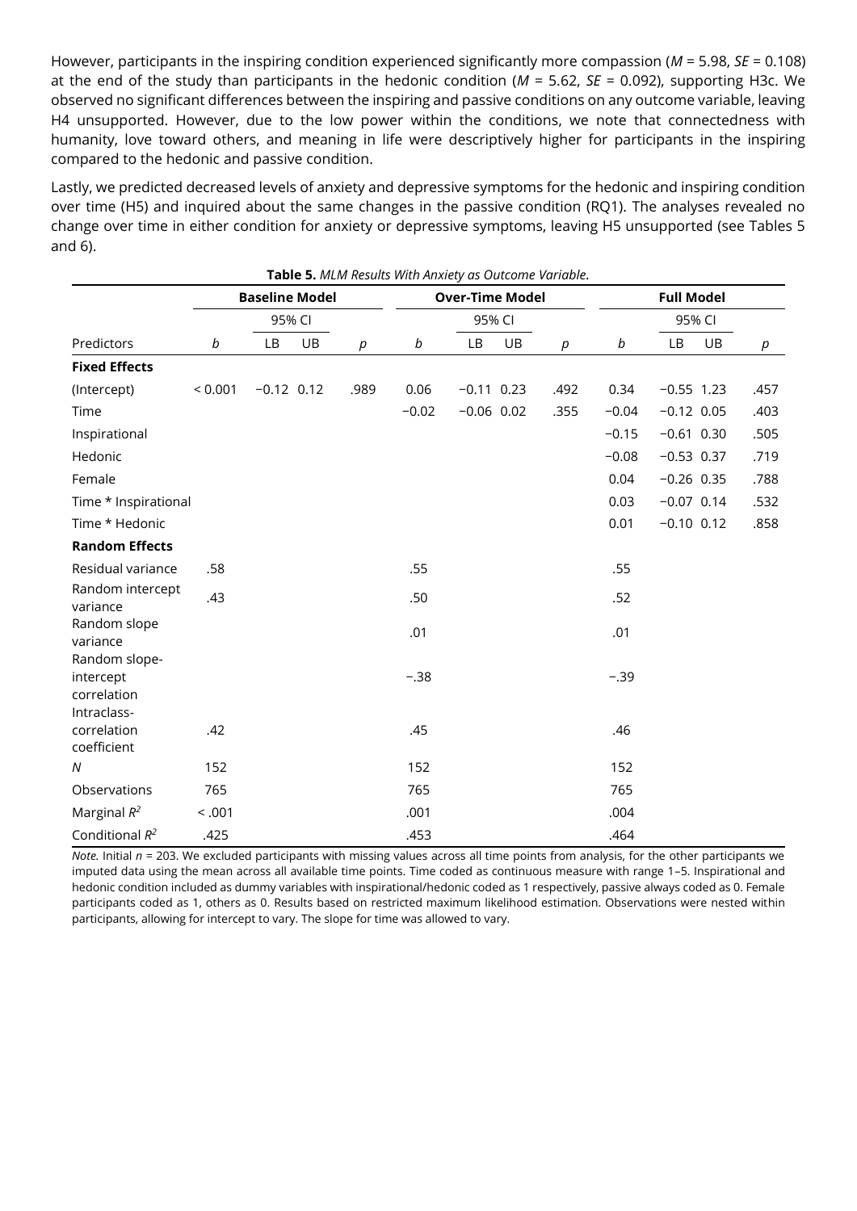However, participants in the inspiring condition experienced significantly more compassion ($M$ = 5.98, $SE$ = 0.108) at the end of the study than participants in the hedonic condition ($M$ = 5.62, $SE$ = 0.092), supporting H3c. We observed no significant differences between the inspiring and passive conditions on any outcome variable, leaving H4 unsupported. However, due to the low power within the conditions, we note that connectedness with humanity, love toward others, and meaning in life were descriptively higher for participants in the inspiring compared to the hedonic and passive condition.

Lastly, we predicted decreased levels of anxiety and depressive symptoms for the hedonic and inspiring condition over time (H5) and inquired about the same changes in the passive condition (RQ1). The analyses revealed no change over time in either condition for anxiety or depressive symptoms, leaving H5 unsupported (see Tables 5 and 6).

**Table 5.** *MLM Results With Anxiety as Outcome Variable.*

| | Baseline Model | | | | Over-Time Model | | | | Full Model | | | |
|---|---|---|---|---|---|---|---|---|---|---|---|---|
| | | 95% CI | | | | 95% CI | | | | 95% CI | | |
| Predictors | *b* | LB | UB | *p* | *b* | LB | UB | *p* | *b* | LB | UB | *p* |
| **Fixed Effects** | | | | | | | | | | | | |
| (Intercept) | < 0.001 | −0.12 | 0.12 | .989 | 0.06 | −0.11 | 0.23 | .492 | 0.34 | −0.55 | 1.23 | .457 |
| Time | | | | | −0.02 | −0.06 | 0.02 | .355 | −0.04 | −0.12 | 0.05 | .403 |
| Inspirational | | | | | | | | | −0.15 | −0.61 | 0.30 | .505 |
| Hedonic | | | | | | | | | −0.08 | −0.53 | 0.37 | .719 |
| Female | | | | | | | | | 0.04 | −0.26 | 0.35 | .788 |
| Time * Inspirational | | | | | | | | | 0.03 | −0.07 | 0.14 | .532 |
| Time * Hedonic | | | | | | | | | 0.01 | −0.10 | 0.12 | .858 |
| **Random Effects** | | | | | | | | | | | | |
| Residual variance | .58 | | | | .55 | | | | .55 | | | |
| Random intercept variance | .43 | | | | .50 | | | | .52 | | | |
| Random slope variance | | | | | .01 | | | | .01 | | | |
| Random slope-intercept correlation | | | | | −.38 | | | | −.39 | | | |
| Intraclass-correlation coefficient | .42 | | | | .45 | | | | .46 | | | |
| *N* | 152 | | | | 152 | | | | 152 | | | |
| Observations | 765 | | | | 765 | | | | 765 | | | |
| Marginal $R^2$ | < .001 | | | | .001 | | | | .004 | | | |
| Conditional $R^2$ | .425 | | | | .453 | | | | .464 | | | |

*Note.* Initial $n$ = 203. We excluded participants with missing values across all time points from analysis, for the other participants we imputed data using the mean across all available time points. Time coded as continuous measure with range 1–5. Inspirational and hedonic condition included as dummy variables with inspirational/hedonic coded as 1 respectively, passive always coded as 0. Female participants coded as 1, others as 0. Results based on restricted maximum likelihood estimation. Observations were nested within participants, allowing for intercept to vary. The slope for time was allowed to vary.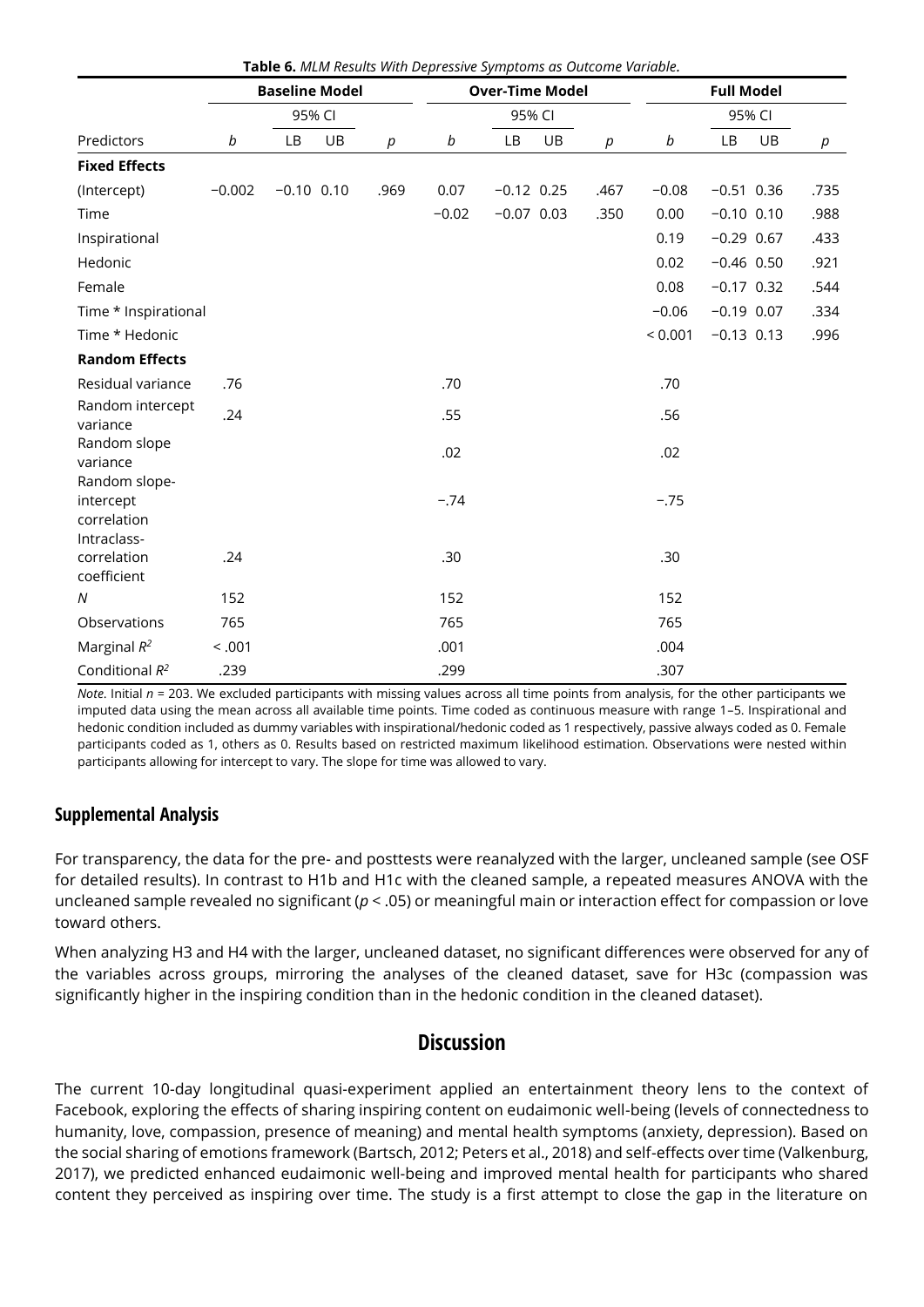**Table 6.** *MLM Results With Depressive Symptoms as Outcome Variable.*

| | Baseline Model | | | | Over-Time Model | | | | Full Model | | | |
|---|---|---|---|---|---|---|---|---|---|---|---|---|
| | | 95% CI | | | | 95% CI | | | | 95% CI | | |
| Predictors | *b* | LB | UB | *p* | *b* | LB | UB | *p* | *b* | LB | UB | *p* |
| **Fixed Effects** | | | | | | | | | | | | |
| (Intercept) | −0.002 | −0.10 | 0.10 | .969 | 0.07 | −0.12 | 0.25 | .467 | −0.08 | −0.51 | 0.36 | .735 |
| Time | | | | | −0.02 | −0.07 | 0.03 | .350 | 0.00 | −0.10 | 0.10 | .988 |
| Inspirational | | | | | | | | | 0.19 | −0.29 | 0.67 | .433 |
| Hedonic | | | | | | | | | 0.02 | −0.46 | 0.50 | .921 |
| Female | | | | | | | | | 0.08 | −0.17 | 0.32 | .544 |
| Time * Inspirational | | | | | | | | | −0.06 | −0.19 | 0.07 | .334 |
| Time * Hedonic | | | | | | | | | < 0.001 | −0.13 | 0.13 | .996 |
| **Random Effects** | | | | | | | | | | | | |
| Residual variance | .76 | | | | .70 | | | | .70 | | | |
| Random intercept variance | .24 | | | | .55 | | | | .56 | | | |
| Random slope variance | | | | | .02 | | | | .02 | | | |
| Random slope-intercept correlation | | | | | −.74 | | | | −.75 | | | |
| Intraclass-correlation coefficient | .24 | | | | .30 | | | | .30 | | | |
| *N* | 152 | | | | 152 | | | | 152 | | | |
| Observations | 765 | | | | 765 | | | | 765 | | | |
| Marginal $R^2$ | < .001 | | | | .001 | | | | .004 | | | |
| Conditional $R^2$ | .239 | | | | .299 | | | | .307 | | | |

*Note.* Initial *n* = 203. We excluded participants with missing values across all time points from analysis, for the other participants we imputed data using the mean across all available time points. Time coded as continuous measure with range 1–5. Inspirational and hedonic condition included as dummy variables with inspirational/hedonic coded as 1 respectively, passive always coded as 0. Female participants coded as 1, others as 0. Results based on restricted maximum likelihood estimation. Observations were nested within participants allowing for intercept to vary. The slope for time was allowed to vary.

### Supplemental Analysis

For transparency, the data for the pre- and posttests were reanalyzed with the larger, uncleaned sample (see OSF for detailed results). In contrast to H1b and H1c with the cleaned sample, a repeated measures ANOVA with the uncleaned sample revealed no significant ($p < .05$) or meaningful main or interaction effect for compassion or love toward others.

When analyzing H3 and H4 with the larger, uncleaned dataset, no significant differences were observed for any of the variables across groups, mirroring the analyses of the cleaned dataset, save for H3c (compassion was significantly higher in the inspiring condition than in the hedonic condition in the cleaned dataset).

## Discussion

The current 10-day longitudinal quasi-experiment applied an entertainment theory lens to the context of Facebook, exploring the effects of sharing inspiring content on eudaimonic well-being (levels of connectedness to humanity, love, compassion, presence of meaning) and mental health symptoms (anxiety, depression). Based on the social sharing of emotions framework (Bartsch, 2012; Peters et al., 2018) and self-effects over time (Valkenburg, 2017), we predicted enhanced eudaimonic well-being and improved mental health for participants who shared content they perceived as inspiring over time. The study is a first attempt to close the gap in the literature on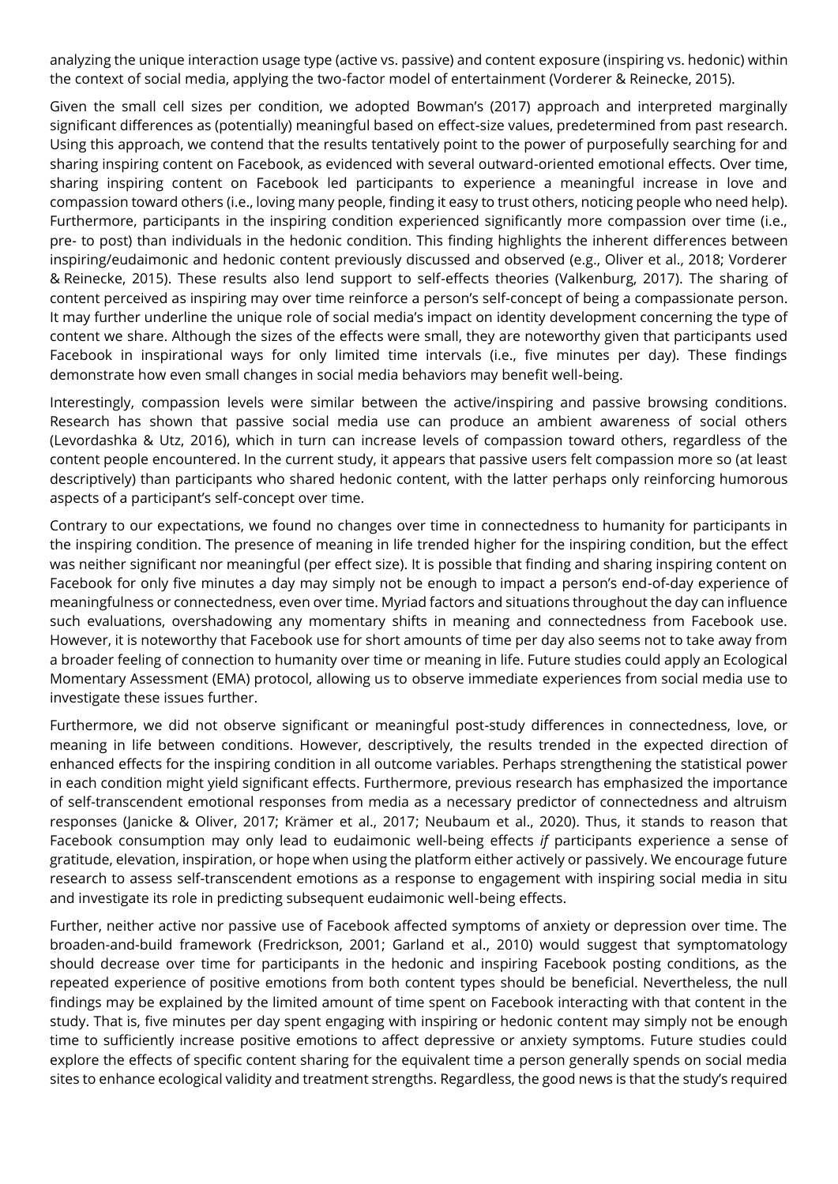analyzing the unique interaction usage type (active vs. passive) and content exposure (inspiring vs. hedonic) within the context of social media, applying the two-factor model of entertainment (Vorderer & Reinecke, 2015).

Given the small cell sizes per condition, we adopted Bowman's (2017) approach and interpreted marginally significant differences as (potentially) meaningful based on effect-size values, predetermined from past research. Using this approach, we contend that the results tentatively point to the power of purposefully searching for and sharing inspiring content on Facebook, as evidenced with several outward-oriented emotional effects. Over time, sharing inspiring content on Facebook led participants to experience a meaningful increase in love and compassion toward others (i.e., loving many people, finding it easy to trust others, noticing people who need help). Furthermore, participants in the inspiring condition experienced significantly more compassion over time (i.e., pre- to post) than individuals in the hedonic condition. This finding highlights the inherent differences between inspiring/eudaimonic and hedonic content previously discussed and observed (e.g., Oliver et al., 2018; Vorderer & Reinecke, 2015). These results also lend support to self-effects theories (Valkenburg, 2017). The sharing of content perceived as inspiring may over time reinforce a person's self-concept of being a compassionate person. It may further underline the unique role of social media's impact on identity development concerning the type of content we share. Although the sizes of the effects were small, they are noteworthy given that participants used Facebook in inspirational ways for only limited time intervals (i.e., five minutes per day). These findings demonstrate how even small changes in social media behaviors may benefit well-being.

Interestingly, compassion levels were similar between the active/inspiring and passive browsing conditions. Research has shown that passive social media use can produce an ambient awareness of social others (Levordashka & Utz, 2016), which in turn can increase levels of compassion toward others, regardless of the content people encountered. In the current study, it appears that passive users felt compassion more so (at least descriptively) than participants who shared hedonic content, with the latter perhaps only reinforcing humorous aspects of a participant's self-concept over time.

Contrary to our expectations, we found no changes over time in connectedness to humanity for participants in the inspiring condition. The presence of meaning in life trended higher for the inspiring condition, but the effect was neither significant nor meaningful (per effect size). It is possible that finding and sharing inspiring content on Facebook for only five minutes a day may simply not be enough to impact a person's end-of-day experience of meaningfulness or connectedness, even over time. Myriad factors and situations throughout the day can influence such evaluations, overshadowing any momentary shifts in meaning and connectedness from Facebook use. However, it is noteworthy that Facebook use for short amounts of time per day also seems not to take away from a broader feeling of connection to humanity over time or meaning in life. Future studies could apply an Ecological Momentary Assessment (EMA) protocol, allowing us to observe immediate experiences from social media use to investigate these issues further.

Furthermore, we did not observe significant or meaningful post-study differences in connectedness, love, or meaning in life between conditions. However, descriptively, the results trended in the expected direction of enhanced effects for the inspiring condition in all outcome variables. Perhaps strengthening the statistical power in each condition might yield significant effects. Furthermore, previous research has emphasized the importance of self-transcendent emotional responses from media as a necessary predictor of connectedness and altruism responses (Janicke & Oliver, 2017; Krämer et al., 2017; Neubaum et al., 2020). Thus, it stands to reason that Facebook consumption may only lead to eudaimonic well-being effects *if* participants experience a sense of gratitude, elevation, inspiration, or hope when using the platform either actively or passively. We encourage future research to assess self-transcendent emotions as a response to engagement with inspiring social media in situ and investigate its role in predicting subsequent eudaimonic well-being effects.

Further, neither active nor passive use of Facebook affected symptoms of anxiety or depression over time. The broaden-and-build framework (Fredrickson, 2001; Garland et al., 2010) would suggest that symptomatology should decrease over time for participants in the hedonic and inspiring Facebook posting conditions, as the repeated experience of positive emotions from both content types should be beneficial. Nevertheless, the null findings may be explained by the limited amount of time spent on Facebook interacting with that content in the study. That is, five minutes per day spent engaging with inspiring or hedonic content may simply not be enough time to sufficiently increase positive emotions to affect depressive or anxiety symptoms. Future studies could explore the effects of specific content sharing for the equivalent time a person generally spends on social media sites to enhance ecological validity and treatment strengths. Regardless, the good news is that the study's required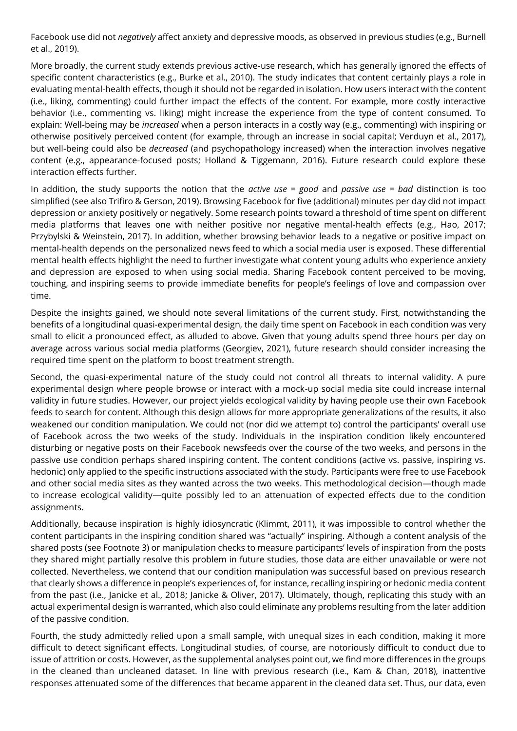Facebook use did not *negatively* affect anxiety and depressive moods, as observed in previous studies (e.g., Burnell et al., 2019).

More broadly, the current study extends previous active-use research, which has generally ignored the effects of specific content characteristics (e.g., Burke et al., 2010). The study indicates that content certainly plays a role in evaluating mental-health effects, though it should not be regarded in isolation. How users interact with the content (i.e., liking, commenting) could further impact the effects of the content. For example, more costly interactive behavior (i.e., commenting vs. liking) might increase the experience from the type of content consumed. To explain: Well-being may be *increased* when a person interacts in a costly way (e.g., commenting) with inspiring or otherwise positively perceived content (for example, through an increase in social capital; Verduyn et al., 2017), but well-being could also be *decreased* (and psychopathology increased) when the interaction involves negative content (e.g., appearance-focused posts; Holland & Tiggemann, 2016). Future research could explore these interaction effects further.

In addition, the study supports the notion that the *active use = good* and *passive use = bad* distinction is too simplified (see also Trifiro & Gerson, 2019). Browsing Facebook for five (additional) minutes per day did not impact depression or anxiety positively or negatively. Some research points toward a threshold of time spent on different media platforms that leaves one with neither positive nor negative mental-health effects (e.g., Hao, 2017; Przybylski & Weinstein, 2017). In addition, whether browsing behavior leads to a negative or positive impact on mental-health depends on the personalized news feed to which a social media user is exposed. These differential mental health effects highlight the need to further investigate what content young adults who experience anxiety and depression are exposed to when using social media. Sharing Facebook content perceived to be moving, touching, and inspiring seems to provide immediate benefits for people's feelings of love and compassion over time.

Despite the insights gained, we should note several limitations of the current study. First, notwithstanding the benefits of a longitudinal quasi-experimental design, the daily time spent on Facebook in each condition was very small to elicit a pronounced effect, as alluded to above. Given that young adults spend three hours per day on average across various social media platforms (Georgiev, 2021), future research should consider increasing the required time spent on the platform to boost treatment strength.

Second, the quasi-experimental nature of the study could not control all threats to internal validity. A pure experimental design where people browse or interact with a mock-up social media site could increase internal validity in future studies. However, our project yields ecological validity by having people use their own Facebook feeds to search for content. Although this design allows for more appropriate generalizations of the results, it also weakened our condition manipulation. We could not (nor did we attempt to) control the participants' overall use of Facebook across the two weeks of the study. Individuals in the inspiration condition likely encountered disturbing or negative posts on their Facebook newsfeeds over the course of the two weeks, and persons in the passive use condition perhaps shared inspiring content. The content conditions (active vs. passive, inspiring vs. hedonic) only applied to the specific instructions associated with the study. Participants were free to use Facebook and other social media sites as they wanted across the two weeks. This methodological decision—though made to increase ecological validity—quite possibly led to an attenuation of expected effects due to the condition assignments.

Additionally, because inspiration is highly idiosyncratic (Klimmt, 2011), it was impossible to control whether the content participants in the inspiring condition shared was "actually" inspiring. Although a content analysis of the shared posts (see Footnote 3) or manipulation checks to measure participants' levels of inspiration from the posts they shared might partially resolve this problem in future studies, those data are either unavailable or were not collected. Nevertheless, we contend that our condition manipulation was successful based on previous research that clearly shows a difference in people's experiences of, for instance, recalling inspiring or hedonic media content from the past (i.e., Janicke et al., 2018; Janicke & Oliver, 2017). Ultimately, though, replicating this study with an actual experimental design is warranted, which also could eliminate any problems resulting from the later addition of the passive condition.

Fourth, the study admittedly relied upon a small sample, with unequal sizes in each condition, making it more difficult to detect significant effects. Longitudinal studies, of course, are notoriously difficult to conduct due to issue of attrition or costs. However, as the supplemental analyses point out, we find more differences in the groups in the cleaned than uncleaned dataset. In line with previous research (i.e., Kam & Chan, 2018), inattentive responses attenuated some of the differences that became apparent in the cleaned data set. Thus, our data, even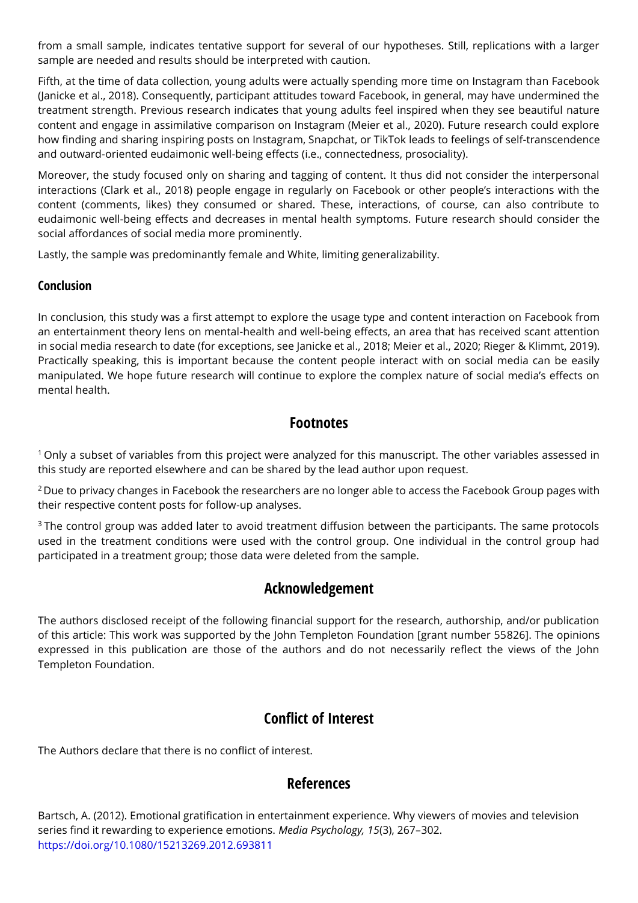from a small sample, indicates tentative support for several of our hypotheses. Still, replications with a larger sample are needed and results should be interpreted with caution.

Fifth, at the time of data collection, young adults were actually spending more time on Instagram than Facebook (Janicke et al., 2018). Consequently, participant attitudes toward Facebook, in general, may have undermined the treatment strength. Previous research indicates that young adults feel inspired when they see beautiful nature content and engage in assimilative comparison on Instagram (Meier et al., 2020). Future research could explore how finding and sharing inspiring posts on Instagram, Snapchat, or TikTok leads to feelings of self-transcendence and outward-oriented eudaimonic well-being effects (i.e., connectedness, prosociality).

Moreover, the study focused only on sharing and tagging of content. It thus did not consider the interpersonal interactions (Clark et al., 2018) people engage in regularly on Facebook or other people's interactions with the content (comments, likes) they consumed or shared. These, interactions, of course, can also contribute to eudaimonic well-being effects and decreases in mental health symptoms. Future research should consider the social affordances of social media more prominently.

Lastly, the sample was predominantly female and White, limiting generalizability.

### Conclusion

In conclusion, this study was a first attempt to explore the usage type and content interaction on Facebook from an entertainment theory lens on mental-health and well-being effects, an area that has received scant attention in social media research to date (for exceptions, see Janicke et al., 2018; Meier et al., 2020; Rieger & Klimmt, 2019). Practically speaking, this is important because the content people interact with on social media can be easily manipulated. We hope future research will continue to explore the complex nature of social media's effects on mental health.

## Footnotes

[1] Only a subset of variables from this project were analyzed for this manuscript. The other variables assessed in this study are reported elsewhere and can be shared by the lead author upon request.

[2] Due to privacy changes in Facebook the researchers are no longer able to access the Facebook Group pages with their respective content posts for follow-up analyses.

[3] The control group was added later to avoid treatment diffusion between the participants. The same protocols used in the treatment conditions were used with the control group. One individual in the control group had participated in a treatment group; those data were deleted from the sample.

## Acknowledgement

The authors disclosed receipt of the following financial support for the research, authorship, and/or publication of this article: This work was supported by the John Templeton Foundation [grant number 55826]. The opinions expressed in this publication are those of the authors and do not necessarily reflect the views of the John Templeton Foundation.

## Conflict of Interest

The Authors declare that there is no conflict of interest.

## References

Bartsch, A. (2012). Emotional gratification in entertainment experience. Why viewers of movies and television series find it rewarding to experience emotions. *Media Psychology, 15*(3), 267–302. https://doi.org/10.1080/15213269.2012.693811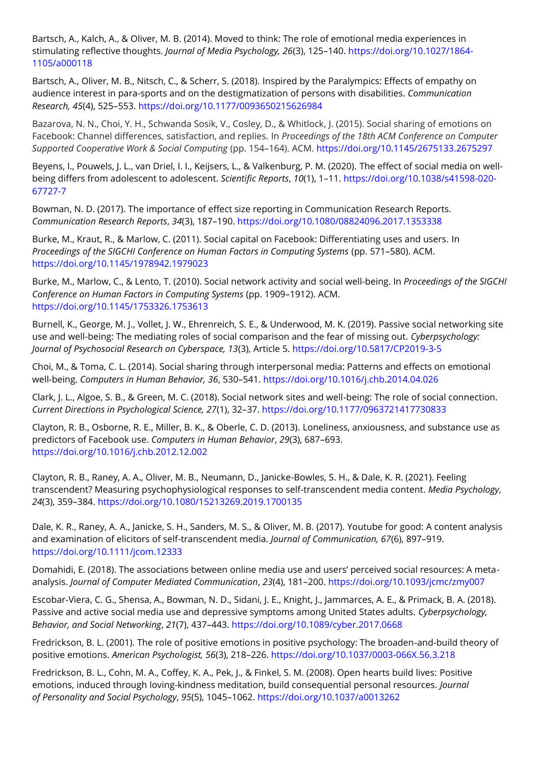Bartsch, A., Kalch, A., & Oliver, M. B. (2014). Moved to think: The role of emotional media experiences in stimulating reflective thoughts. *Journal of Media Psychology, 26*(3), 125–140. https://doi.org/10.1027/1864-1105/a000118

Bartsch, A., Oliver, M. B., Nitsch, C., & Scherr, S. (2018). Inspired by the Paralympics: Effects of empathy on audience interest in para-sports and on the destigmatization of persons with disabilities. *Communication Research, 45*(4), 525–553. https://doi.org/10.1177/0093650215626984

Bazarova, N. N., Choi, Y. H., Schwanda Sosik, V., Cosley, D., & Whitlock, J. (2015). Social sharing of emotions on Facebook: Channel differences, satisfaction, and replies. In *Proceedings of the 18th ACM Conference on Computer Supported Cooperative Work & Social Computing* (pp. 154–164). ACM. https://doi.org/10.1145/2675133.2675297

Beyens, I., Pouwels, J. L., van Driel, I. I., Keijsers, L., & Valkenburg, P. M. (2020). The effect of social media on well-being differs from adolescent to adolescent. *Scientific Reports*, *10*(1), 1–11. https://doi.org/10.1038/s41598-020-67727-7

Bowman, N. D. (2017). The importance of effect size reporting in Communication Research Reports. *Communication Research Reports*, *34*(3), 187–190. https://doi.org/10.1080/08824096.2017.1353338

Burke, M., Kraut, R., & Marlow, C. (2011). Social capital on Facebook: Differentiating uses and users. In *Proceedings of the SIGCHI Conference on Human Factors in Computing Systems* (pp. 571–580). ACM. https://doi.org/10.1145/1978942.1979023

Burke, M., Marlow, C., & Lento, T. (2010). Social network activity and social well-being. In *Proceedings of the SIGCHI Conference on Human Factors in Computing Systems* (pp. 1909–1912). ACM. https://doi.org/10.1145/1753326.1753613

Burnell, K., George, M. J., Vollet, J. W., Ehrenreich, S. E., & Underwood, M. K. (2019). Passive social networking site use and well-being: The mediating roles of social comparison and the fear of missing out. *Cyberpsychology: Journal of Psychosocial Research on Cyberspace, 13*(3), Article 5. https://doi.org/10.5817/CP2019-3-5

Choi, M., & Toma, C. L. (2014). Social sharing through interpersonal media: Patterns and effects on emotional well-being. *Computers in Human Behavior, 36*, 530–541. https://doi.org/10.1016/j.chb.2014.04.026

Clark, J. L., Algoe, S. B., & Green, M. C. (2018). Social network sites and well-being: The role of social connection. *Current Directions in Psychological Science, 27*(1), 32–37. https://doi.org/10.1177/0963721417730833

Clayton, R. B., Osborne, R. E., Miller, B. K., & Oberle, C. D. (2013). Loneliness, anxiousness, and substance use as predictors of Facebook use. *Computers in Human Behavior*, *29*(3), 687–693. https://doi.org/10.1016/j.chb.2012.12.002

Clayton, R. B., Raney, A. A., Oliver, M. B., Neumann, D., Janicke-Bowles, S. H., & Dale, K. R. (2021). Feeling transcendent? Measuring psychophysiological responses to self-transcendent media content. *Media Psychology*, *24*(3), 359–384. https://doi.org/10.1080/15213269.2019.1700135

Dale, K. R., Raney, A. A., Janicke, S. H., Sanders, M. S., & Oliver, M. B. (2017). Youtube for good: A content analysis and examination of elicitors of self-transcendent media. *Journal of Communication, 67*(6), 897–919. https://doi.org/10.1111/jcom.12333

Domahidi, E. (2018). The associations between online media use and users' perceived social resources: A meta-analysis. *Journal of Computer Mediated Communication*, *23*(4), 181–200. https://doi.org/10.1093/jcmc/zmy007

Escobar-Viera, C. G., Shensa, A., Bowman, N. D., Sidani, J. E., Knight, J., Jammarces, A. E., & Primack, B. A. (2018). Passive and active social media use and depressive symptoms among United States adults. *Cyberpsychology, Behavior, and Social Networking*, *21*(7), 437–443. https://doi.org/10.1089/cyber.2017.0668

Fredrickson, B. L. (2001). The role of positive emotions in positive psychology: The broaden-and-build theory of positive emotions. *American Psychologist, 56*(3), 218–226. https://doi.org/10.1037/0003-066X.56.3.218

Fredrickson, B. L., Cohn, M. A., Coffey, K. A., Pek, J., & Finkel, S. M. (2008). Open hearts build lives: Positive emotions, induced through loving-kindness meditation, build consequential personal resources. *Journal of Personality and Social Psychology*, *95*(5), 1045–1062. https://doi.org/10.1037/a0013262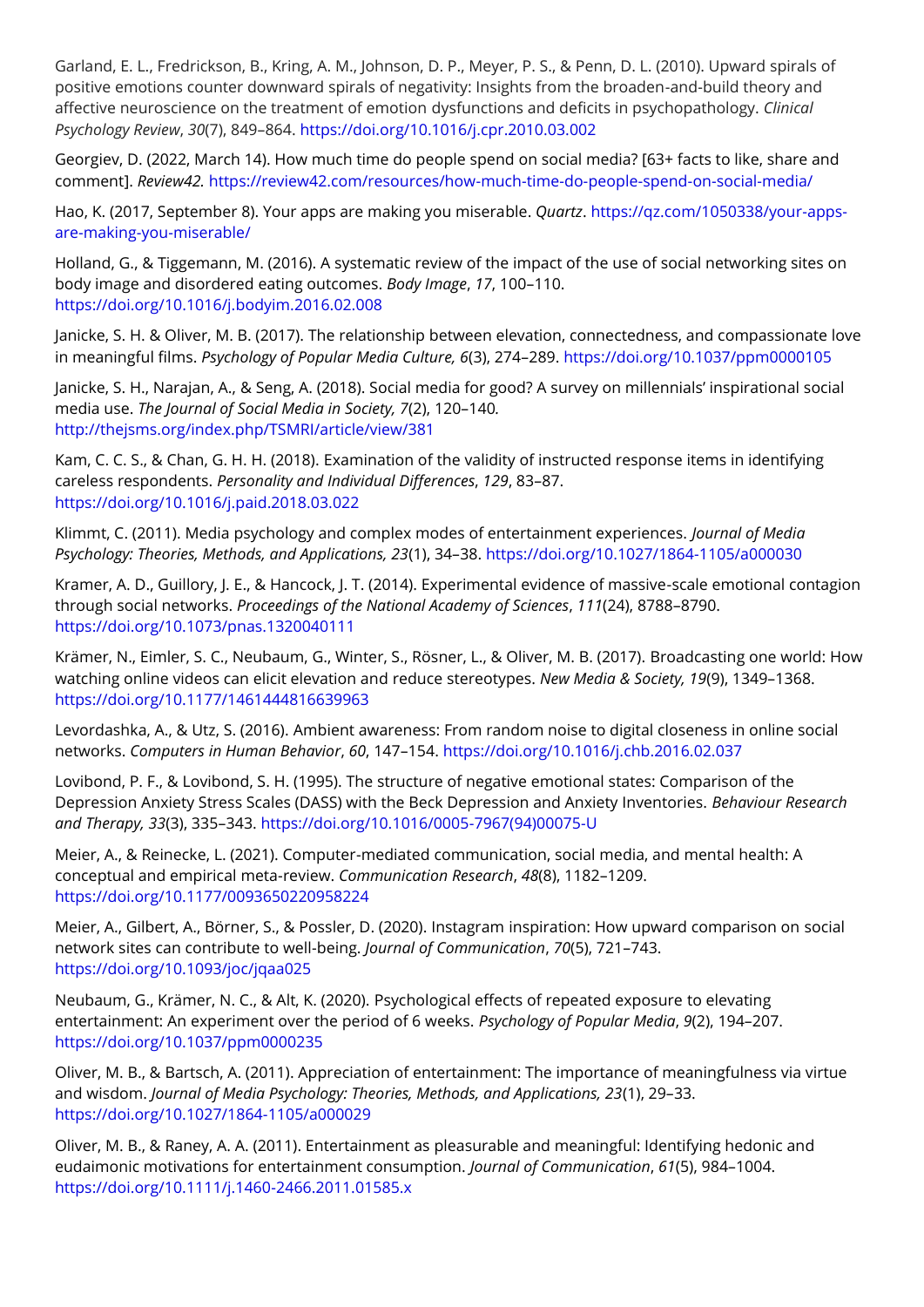Garland, E. L., Fredrickson, B., Kring, A. M., Johnson, D. P., Meyer, P. S., & Penn, D. L. (2010). Upward spirals of positive emotions counter downward spirals of negativity: Insights from the broaden-and-build theory and affective neuroscience on the treatment of emotion dysfunctions and deficits in psychopathology. *Clinical Psychology Review*, *30*(7), 849–864. https://doi.org/10.1016/j.cpr.2010.03.002

Georgiev, D. (2022, March 14). How much time do people spend on social media? [63+ facts to like, share and comment]. *Review42.* https://review42.com/resources/how-much-time-do-people-spend-on-social-media/

Hao, K. (2017, September 8). Your apps are making you miserable. *Quartz*. https://qz.com/1050338/your-apps-are-making-you-miserable/

Holland, G., & Tiggemann, M. (2016). A systematic review of the impact of the use of social networking sites on body image and disordered eating outcomes. *Body Image*, *17*, 100–110. https://doi.org/10.1016/j.bodyim.2016.02.008

Janicke, S. H. & Oliver, M. B. (2017). The relationship between elevation, connectedness, and compassionate love in meaningful films. *Psychology of Popular Media Culture, 6*(3), 274–289. https://doi.org/10.1037/ppm0000105

Janicke, S. H., Narajan, A., & Seng, A. (2018). Social media for good? A survey on millennials' inspirational social media use. *The Journal of Social Media in Society, 7*(2), 120–140. http://thejsms.org/index.php/TSMRI/article/view/381

Kam, C. C. S., & Chan, G. H. H. (2018). Examination of the validity of instructed response items in identifying careless respondents. *Personality and Individual Differences*, *129*, 83–87. https://doi.org/10.1016/j.paid.2018.03.022

Klimmt, C. (2011). Media psychology and complex modes of entertainment experiences. *Journal of Media Psychology: Theories, Methods, and Applications, 23*(1), 34–38. https://doi.org/10.1027/1864-1105/a000030

Kramer, A. D., Guillory, J. E., & Hancock, J. T. (2014). Experimental evidence of massive-scale emotional contagion through social networks. *Proceedings of the National Academy of Sciences*, *111*(24), 8788–8790. https://doi.org/10.1073/pnas.1320040111

Krämer, N., Eimler, S. C., Neubaum, G., Winter, S., Rösner, L., & Oliver, M. B. (2017). Broadcasting one world: How watching online videos can elicit elevation and reduce stereotypes. *New Media & Society, 19*(9), 1349–1368. https://doi.org/10.1177/1461444816639963

Levordashka, A., & Utz, S. (2016). Ambient awareness: From random noise to digital closeness in online social networks. *Computers in Human Behavior*, *60*, 147–154. https://doi.org/10.1016/j.chb.2016.02.037

Lovibond, P. F., & Lovibond, S. H. (1995). The structure of negative emotional states: Comparison of the Depression Anxiety Stress Scales (DASS) with the Beck Depression and Anxiety Inventories. *Behaviour Research and Therapy, 33*(3), 335–343. https://doi.org/10.1016/0005-7967(94)00075-U

Meier, A., & Reinecke, L. (2021). Computer-mediated communication, social media, and mental health: A conceptual and empirical meta-review. *Communication Research*, *48*(8), 1182–1209. https://doi.org/10.1177/0093650220958224

Meier, A., Gilbert, A., Börner, S., & Possler, D. (2020). Instagram inspiration: How upward comparison on social network sites can contribute to well-being. *Journal of Communication*, *70*(5), 721–743. https://doi.org/10.1093/joc/jqaa025

Neubaum, G., Krämer, N. C., & Alt, K. (2020). Psychological effects of repeated exposure to elevating entertainment: An experiment over the period of 6 weeks. *Psychology of Popular Media*, *9*(2), 194–207. https://doi.org/10.1037/ppm0000235

Oliver, M. B., & Bartsch, A. (2011). Appreciation of entertainment: The importance of meaningfulness via virtue and wisdom. *Journal of Media Psychology: Theories, Methods, and Applications, 23*(1), 29–33. https://doi.org/10.1027/1864-1105/a000029

Oliver, M. B., & Raney, A. A. (2011). Entertainment as pleasurable and meaningful: Identifying hedonic and eudaimonic motivations for entertainment consumption. *Journal of Communication*, *61*(5), 984–1004. https://doi.org/10.1111/j.1460-2466.2011.01585.x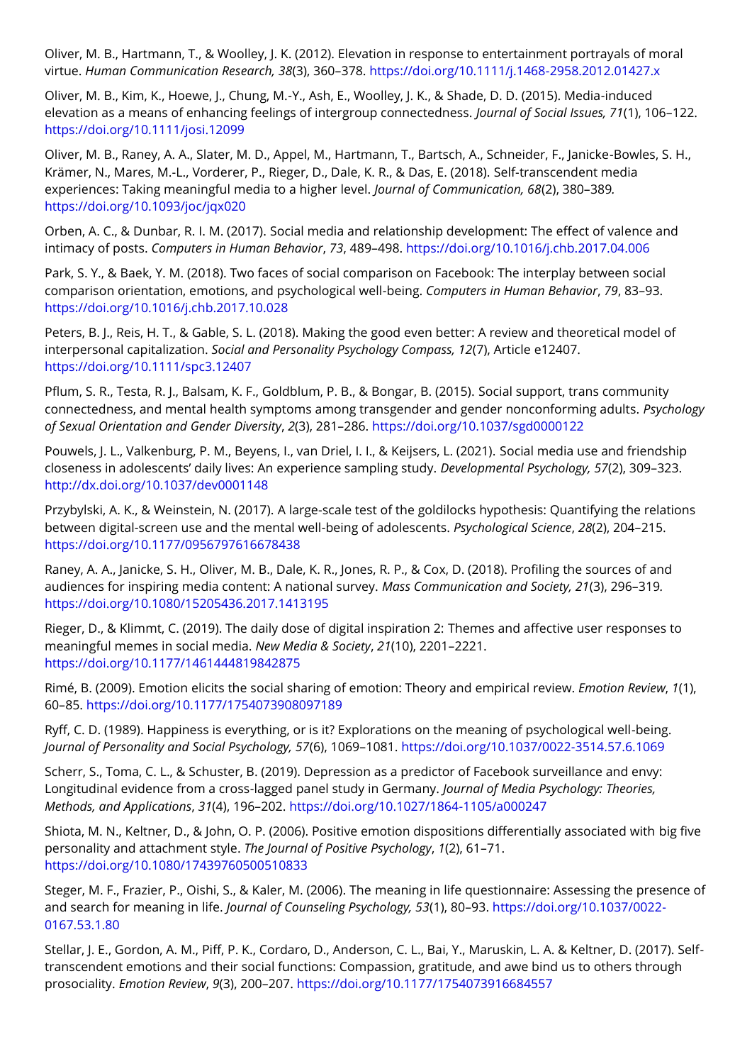Oliver, M. B., Hartmann, T., & Woolley, J. K. (2012). Elevation in response to entertainment portrayals of moral virtue. *Human Communication Research, 38*(3), 360–378. https://doi.org/10.1111/j.1468-2958.2012.01427.x

Oliver, M. B., Kim, K., Hoewe, J., Chung, M.-Y., Ash, E., Woolley, J. K., & Shade, D. D. (2015). Media-induced elevation as a means of enhancing feelings of intergroup connectedness. *Journal of Social Issues, 71*(1), 106–122. https://doi.org/10.1111/josi.12099

Oliver, M. B., Raney, A. A., Slater, M. D., Appel, M., Hartmann, T., Bartsch, A., Schneider, F., Janicke-Bowles, S. H., Krämer, N., Mares, M.-L., Vorderer, P., Rieger, D., Dale, K. R., & Das, E. (2018). Self-transcendent media experiences: Taking meaningful media to a higher level. *Journal of Communication, 68*(2), 380–389. https://doi.org/10.1093/joc/jqx020

Orben, A. C., & Dunbar, R. I. M. (2017). Social media and relationship development: The effect of valence and intimacy of posts. *Computers in Human Behavior*, *73*, 489–498. https://doi.org/10.1016/j.chb.2017.04.006

Park, S. Y., & Baek, Y. M. (2018). Two faces of social comparison on Facebook: The interplay between social comparison orientation, emotions, and psychological well-being. *Computers in Human Behavior*, *79*, 83–93. https://doi.org/10.1016/j.chb.2017.10.028

Peters, B. J., Reis, H. T., & Gable, S. L. (2018). Making the good even better: A review and theoretical model of interpersonal capitalization. *Social and Personality Psychology Compass, 12*(7), Article e12407. https://doi.org/10.1111/spc3.12407

Pflum, S. R., Testa, R. J., Balsam, K. F., Goldblum, P. B., & Bongar, B. (2015). Social support, trans community connectedness, and mental health symptoms among transgender and gender nonconforming adults. *Psychology of Sexual Orientation and Gender Diversity*, *2*(3), 281–286. https://doi.org/10.1037/sgd0000122

Pouwels, J. L., Valkenburg, P. M., Beyens, I., van Driel, I. I., & Keijsers, L. (2021). Social media use and friendship closeness in adolescents' daily lives: An experience sampling study. *Developmental Psychology, 57*(2), 309–323. http://dx.doi.org/10.1037/dev0001148

Przybylski, A. K., & Weinstein, N. (2017). A large-scale test of the goldilocks hypothesis: Quantifying the relations between digital-screen use and the mental well-being of adolescents. *Psychological Science*, *28*(2), 204–215. https://doi.org/10.1177/0956797616678438

Raney, A. A., Janicke, S. H., Oliver, M. B., Dale, K. R., Jones, R. P., & Cox, D. (2018). Profiling the sources of and audiences for inspiring media content: A national survey. *Mass Communication and Society, 21*(3), 296–319. https://doi.org/10.1080/15205436.2017.1413195

Rieger, D., & Klimmt, C. (2019). The daily dose of digital inspiration 2: Themes and affective user responses to meaningful memes in social media. *New Media & Society*, *21*(10), 2201–2221. https://doi.org/10.1177/1461444819842875

Rimé, B. (2009). Emotion elicits the social sharing of emotion: Theory and empirical review. *Emotion Review*, *1*(1), 60–85. https://doi.org/10.1177/1754073908097189

Ryff, C. D. (1989). Happiness is everything, or is it? Explorations on the meaning of psychological well-being. *Journal of Personality and Social Psychology, 57*(6), 1069–1081. https://doi.org/10.1037/0022-3514.57.6.1069

Scherr, S., Toma, C. L., & Schuster, B. (2019). Depression as a predictor of Facebook surveillance and envy: Longitudinal evidence from a cross-lagged panel study in Germany. *Journal of Media Psychology: Theories, Methods, and Applications*, *31*(4), 196–202. https://doi.org/10.1027/1864-1105/a000247

Shiota, M. N., Keltner, D., & John, O. P. (2006). Positive emotion dispositions differentially associated with big five personality and attachment style. *The Journal of Positive Psychology*, *1*(2), 61–71. https://doi.org/10.1080/17439760500510833

Steger, M. F., Frazier, P., Oishi, S., & Kaler, M. (2006). The meaning in life questionnaire: Assessing the presence of and search for meaning in life. *Journal of Counseling Psychology, 53*(1), 80–93. https://doi.org/10.1037/0022-0167.53.1.80

Stellar, J. E., Gordon, A. M., Piff, P. K., Cordaro, D., Anderson, C. L., Bai, Y., Maruskin, L. A. & Keltner, D. (2017). Self-transcendent emotions and their social functions: Compassion, gratitude, and awe bind us to others through prosociality. *Emotion Review*, *9*(3), 200–207. https://doi.org/10.1177/1754073916684557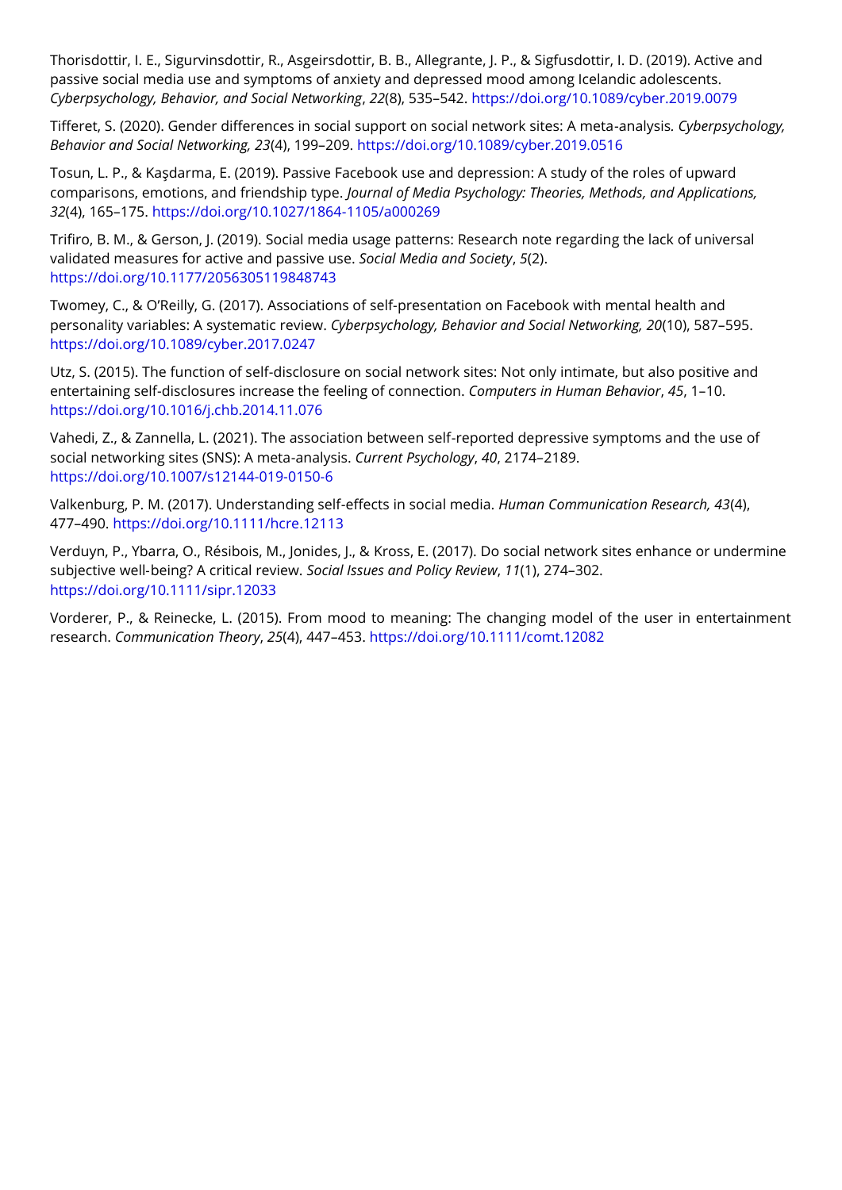Thorisdottir, I. E., Sigurvinsdottir, R., Asgeirsdottir, B. B., Allegrante, J. P., & Sigfusdottir, I. D. (2019). Active and passive social media use and symptoms of anxiety and depressed mood among Icelandic adolescents. *Cyberpsychology, Behavior, and Social Networking*, *22*(8), 535–542. https://doi.org/10.1089/cyber.2019.0079

Tifferet, S. (2020). Gender differences in social support on social network sites: A meta-analysis. *Cyberpsychology, Behavior and Social Networking, 23*(4), 199–209. https://doi.org/10.1089/cyber.2019.0516

Tosun, L. P., & Kaşdarma, E. (2019). Passive Facebook use and depression: A study of the roles of upward comparisons, emotions, and friendship type. *Journal of Media Psychology: Theories, Methods, and Applications, 32*(4), 165–175. https://doi.org/10.1027/1864-1105/a000269

Trifiro, B. M., & Gerson, J. (2019). Social media usage patterns: Research note regarding the lack of universal validated measures for active and passive use. *Social Media and Society*, *5*(2). https://doi.org/10.1177/2056305119848743

Twomey, C., & O'Reilly, G. (2017). Associations of self-presentation on Facebook with mental health and personality variables: A systematic review. *Cyberpsychology, Behavior and Social Networking, 20*(10), 587–595. https://doi.org/10.1089/cyber.2017.0247

Utz, S. (2015). The function of self-disclosure on social network sites: Not only intimate, but also positive and entertaining self-disclosures increase the feeling of connection. *Computers in Human Behavior*, *45*, 1–10. https://doi.org/10.1016/j.chb.2014.11.076

Vahedi, Z., & Zannella, L. (2021). The association between self-reported depressive symptoms and the use of social networking sites (SNS): A meta-analysis. *Current Psychology*, *40*, 2174–2189. https://doi.org/10.1007/s12144-019-0150-6

Valkenburg, P. M. (2017). Understanding self-effects in social media. *Human Communication Research, 43*(4), 477–490. https://doi.org/10.1111/hcre.12113

Verduyn, P., Ybarra, O., Résibois, M., Jonides, J., & Kross, E. (2017). Do social network sites enhance or undermine subjective well-being? A critical review. *Social Issues and Policy Review*, *11*(1), 274–302. https://doi.org/10.1111/sipr.12033

Vorderer, P., & Reinecke, L. (2015). From mood to meaning: The changing model of the user in entertainment research. *Communication Theory*, *25*(4), 447–453. https://doi.org/10.1111/comt.12082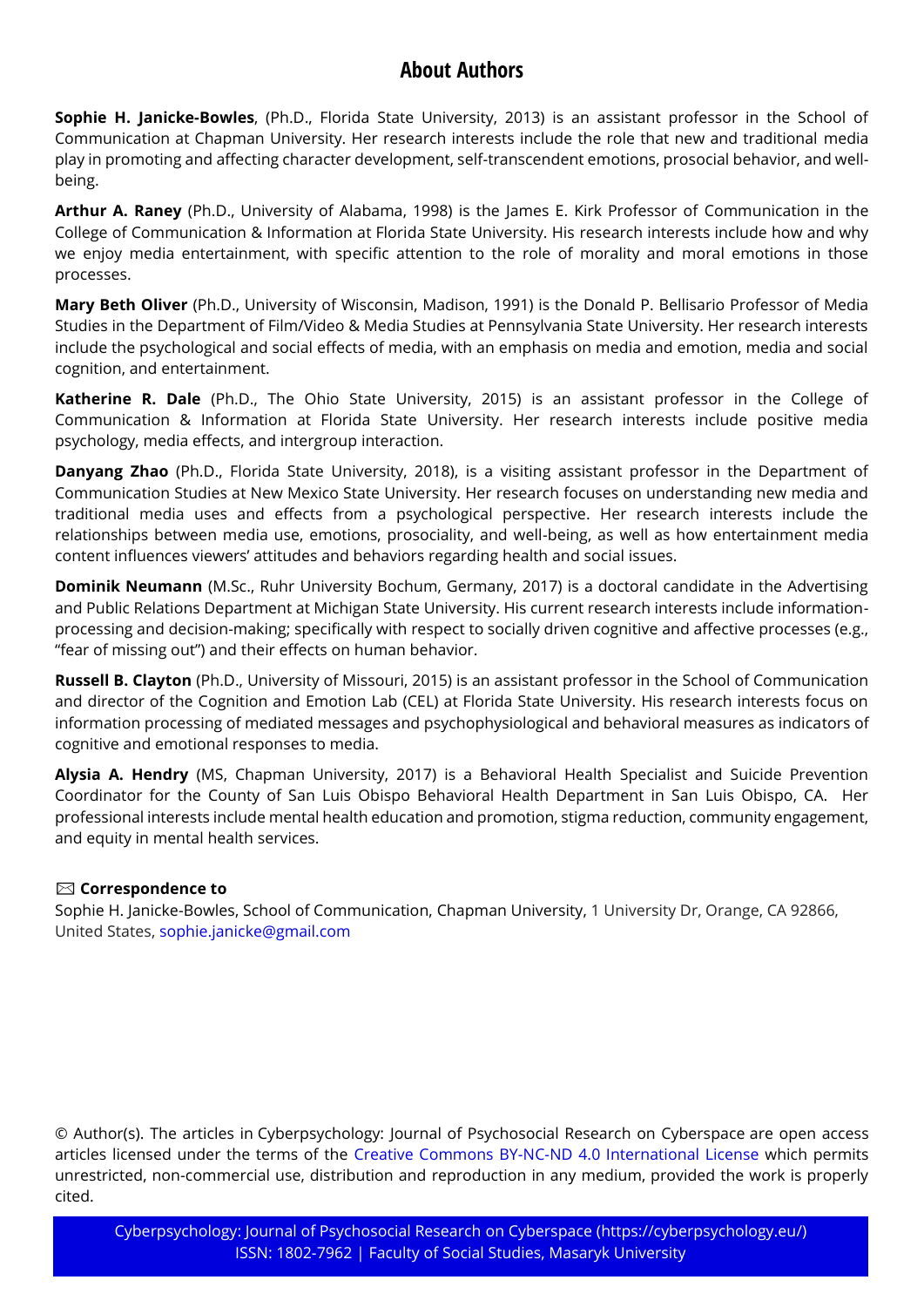## About Authors

**Sophie H. Janicke-Bowles**, (Ph.D., Florida State University, 2013) is an assistant professor in the School of Communication at Chapman University. Her research interests include the role that new and traditional media play in promoting and affecting character development, self-transcendent emotions, prosocial behavior, and well-being.

**Arthur A. Raney** (Ph.D., University of Alabama, 1998) is the James E. Kirk Professor of Communication in the College of Communication & Information at Florida State University. His research interests include how and why we enjoy media entertainment, with specific attention to the role of morality and moral emotions in those processes.

**Mary Beth Oliver** (Ph.D., University of Wisconsin, Madison, 1991) is the Donald P. Bellisario Professor of Media Studies in the Department of Film/Video & Media Studies at Pennsylvania State University. Her research interests include the psychological and social effects of media, with an emphasis on media and emotion, media and social cognition, and entertainment.

**Katherine R. Dale** (Ph.D., The Ohio State University, 2015) is an assistant professor in the College of Communication & Information at Florida State University. Her research interests include positive media psychology, media effects, and intergroup interaction.

**Danyang Zhao** (Ph.D., Florida State University, 2018), is a visiting assistant professor in the Department of Communication Studies at New Mexico State University. Her research focuses on understanding new media and traditional media uses and effects from a psychological perspective. Her research interests include the relationships between media use, emotions, prosociality, and well-being, as well as how entertainment media content influences viewers' attitudes and behaviors regarding health and social issues.

**Dominik Neumann** (M.Sc., Ruhr University Bochum, Germany, 2017) is a doctoral candidate in the Advertising and Public Relations Department at Michigan State University. His current research interests include information-processing and decision-making; specifically with respect to socially driven cognitive and affective processes (e.g., "fear of missing out") and their effects on human behavior.

**Russell B. Clayton** (Ph.D., University of Missouri, 2015) is an assistant professor in the School of Communication and director of the Cognition and Emotion Lab (CEL) at Florida State University. His research interests focus on information processing of mediated messages and psychophysiological and behavioral measures as indicators of cognitive and emotional responses to media.

**Alysia A. Hendry** (MS, Chapman University, 2017) is a Behavioral Health Specialist and Suicide Prevention Coordinator for the County of San Luis Obispo Behavioral Health Department in San Luis Obispo, CA. Her professional interests include mental health education and promotion, stigma reduction, community engagement, and equity in mental health services.

✉ **Correspondence to**

Sophie H. Janicke-Bowles, School of Communication, Chapman University, 1 University Dr, Orange, CA 92866, United States, sophie.janicke@gmail.com

© Author(s). The articles in Cyberpsychology: Journal of Psychosocial Research on Cyberspace are open access articles licensed under the terms of the Creative Commons BY-NC-ND 4.0 International License which permits unrestricted, non-commercial use, distribution and reproduction in any medium, provided the work is properly cited.

Cyberpsychology: Journal of Psychosocial Research on Cyberspace (https://cyberpsychology.eu/)
ISSN: 1802-7962 | Faculty of Social Studies, Masaryk University